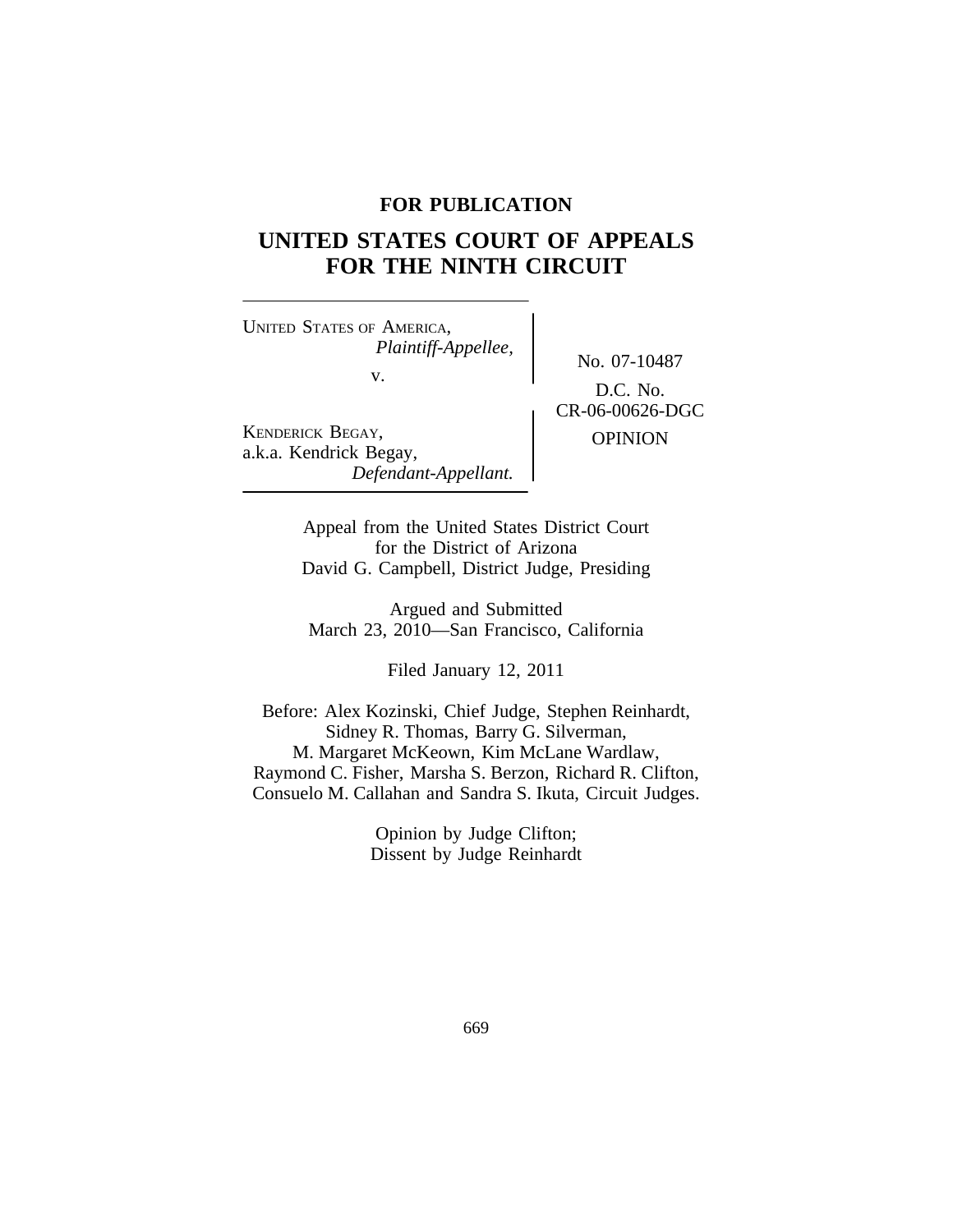**FOR PUBLICATION**

# UNITED STATES COURT OF APPEALS FOR THE NINTH CIRCUIT

UNITED STATES OF AMERICA,
*Plaintiff-Appellee,*
v.
KENDERICK BEGAY,
a.k.a. Kendrick Begay,
*Defendant-Appellant.*

No. 07-10487

D.C. No.
CR-06-00626-DGC

OPINION

Appeal from the United States District Court
for the District of Arizona
David G. Campbell, District Judge, Presiding

Argued and Submitted
March 23, 2010—San Francisco, California

Filed January 12, 2011

Before: Alex Kozinski, Chief Judge, Stephen Reinhardt,
Sidney R. Thomas, Barry G. Silverman,
M. Margaret McKeown, Kim McLane Wardlaw,
Raymond C. Fisher, Marsha S. Berzon, Richard R. Clifton,
Consuelo M. Callahan and Sandra S. Ikuta, Circuit Judges.

Opinion by Judge Clifton;
Dissent by Judge Reinhardt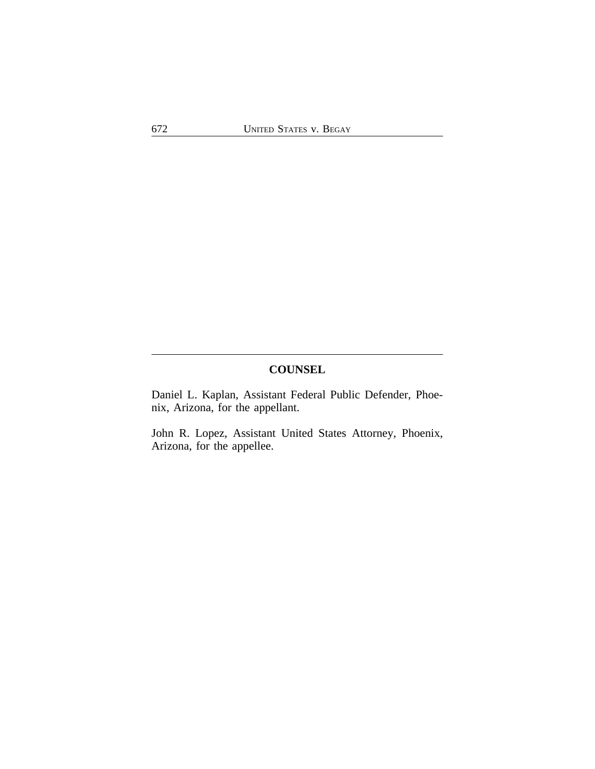## COUNSEL

Daniel L. Kaplan, Assistant Federal Public Defender, Phoenix, Arizona, for the appellant.

John R. Lopez, Assistant United States Attorney, Phoenix, Arizona, for the appellee.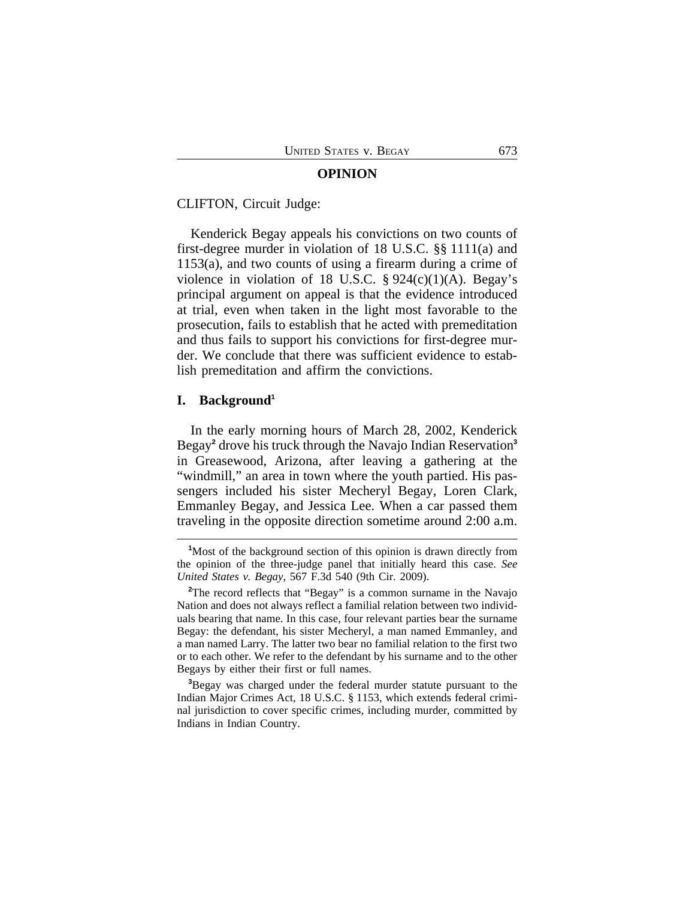# OPINION

CLIFTON, Circuit Judge:

Kenderick Begay appeals his convictions on two counts of first-degree murder in violation of 18 U.S.C. §§ 1111(a) and 1153(a), and two counts of using a firearm during a crime of violence in violation of 18 U.S.C. § 924(c)(1)(A). Begay's principal argument on appeal is that the evidence introduced at trial, even when taken in the light most favorable to the prosecution, fails to establish that he acted with premeditation and thus fails to support his convictions for first-degree murder. We conclude that there was sufficient evidence to establish premeditation and affirm the convictions.

## I. Background[1]

In the early morning hours of March 28, 2002, Kenderick Begay[2] drove his truck through the Navajo Indian Reservation[3] in Greasewood, Arizona, after leaving a gathering at the "windmill," an area in town where the youth partied. His passengers included his sister Mecheryl Begay, Loren Clark, Emmanley Begay, and Jessica Lee. When a car passed them traveling in the opposite direction sometime around 2:00 a.m.

---

[1]Most of the background section of this opinion is drawn directly from the opinion of the three-judge panel that initially heard this case. *See United States v. Begay*, 567 F.3d 540 (9th Cir. 2009).

[2]The record reflects that "Begay" is a common surname in the Navajo Nation and does not always reflect a familial relation between two individuals bearing that name. In this case, four relevant parties bear the surname Begay: the defendant, his sister Mecheryl, a man named Emmanley, and a man named Larry. The latter two bear no familial relation to the first two or to each other. We refer to the defendant by his surname and to the other Begays by either their first or full names.

[3]Begay was charged under the federal murder statute pursuant to the Indian Major Crimes Act, 18 U.S.C. § 1153, which extends federal criminal jurisdiction to cover specific crimes, including murder, committed by Indians in Indian Country.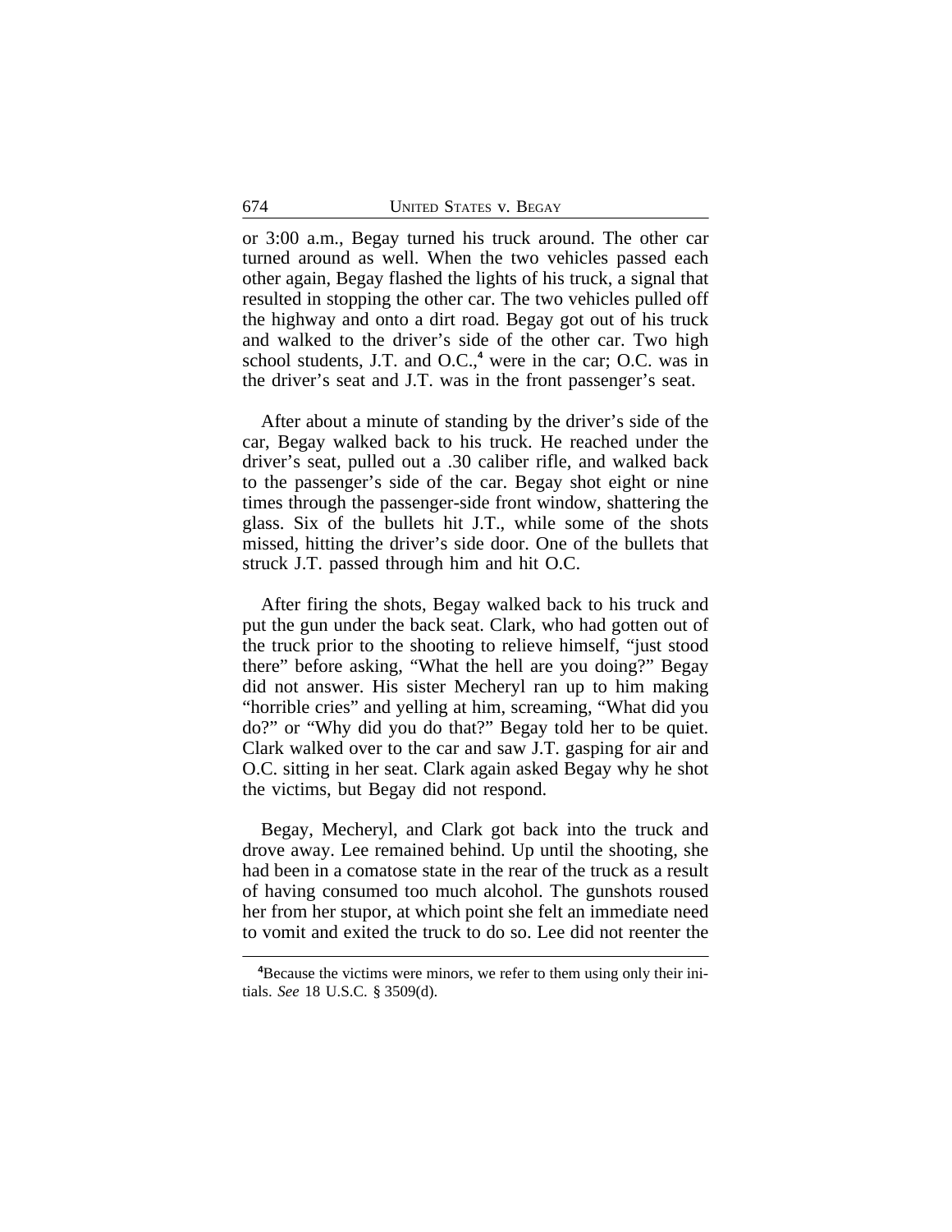or 3:00 a.m., Begay turned his truck around. The other car turned around as well. When the two vehicles passed each other again, Begay flashed the lights of his truck, a signal that resulted in stopping the other car. The two vehicles pulled off the highway and onto a dirt road. Begay got out of his truck and walked to the driver's side of the other car. Two high school students, J.T. and O.C.,[4] were in the car; O.C. was in the driver's seat and J.T. was in the front passenger's seat.

After about a minute of standing by the driver's side of the car, Begay walked back to his truck. He reached under the driver's seat, pulled out a .30 caliber rifle, and walked back to the passenger's side of the car. Begay shot eight or nine times through the passenger-side front window, shattering the glass. Six of the bullets hit J.T., while some of the shots missed, hitting the driver's side door. One of the bullets that struck J.T. passed through him and hit O.C.

After firing the shots, Begay walked back to his truck and put the gun under the back seat. Clark, who had gotten out of the truck prior to the shooting to relieve himself, "just stood there" before asking, "What the hell are you doing?" Begay did not answer. His sister Mecheryl ran up to him making "horrible cries" and yelling at him, screaming, "What did you do?" or "Why did you do that?" Begay told her to be quiet. Clark walked over to the car and saw J.T. gasping for air and O.C. sitting in her seat. Clark again asked Begay why he shot the victims, but Begay did not respond.

Begay, Mecheryl, and Clark got back into the truck and drove away. Lee remained behind. Up until the shooting, she had been in a comatose state in the rear of the truck as a result of having consumed too much alcohol. The gunshots roused her from her stupor, at which point she felt an immediate need to vomit and exited the truck to do so. Lee did not reenter the

[4]Because the victims were minors, we refer to them using only their initials. *See* 18 U.S.C. § 3509(d).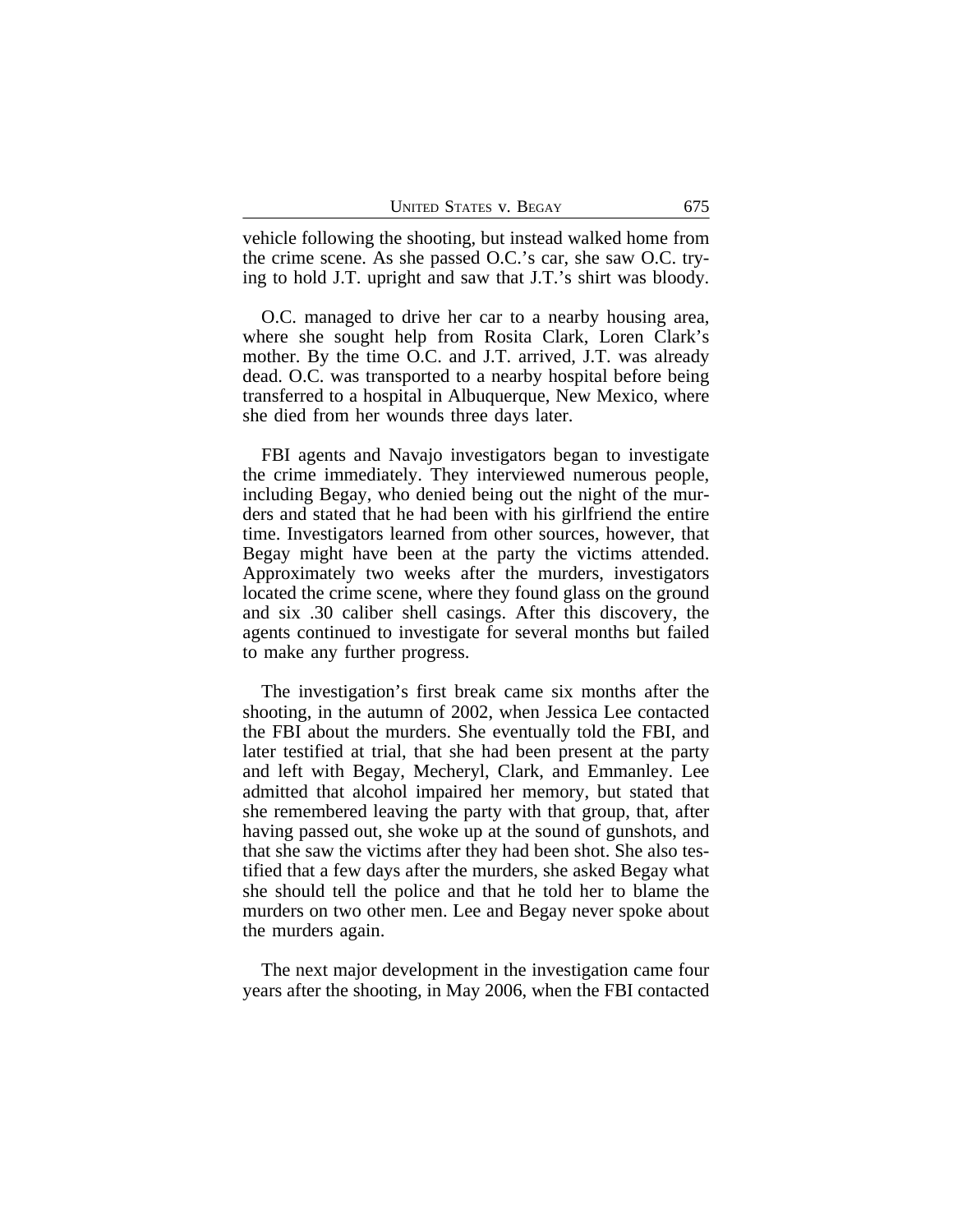vehicle following the shooting, but instead walked home from the crime scene. As she passed O.C.'s car, she saw O.C. trying to hold J.T. upright and saw that J.T.'s shirt was bloody.

O.C. managed to drive her car to a nearby housing area, where she sought help from Rosita Clark, Loren Clark's mother. By the time O.C. and J.T. arrived, J.T. was already dead. O.C. was transported to a nearby hospital before being transferred to a hospital in Albuquerque, New Mexico, where she died from her wounds three days later.

FBI agents and Navajo investigators began to investigate the crime immediately. They interviewed numerous people, including Begay, who denied being out the night of the murders and stated that he had been with his girlfriend the entire time. Investigators learned from other sources, however, that Begay might have been at the party the victims attended. Approximately two weeks after the murders, investigators located the crime scene, where they found glass on the ground and six .30 caliber shell casings. After this discovery, the agents continued to investigate for several months but failed to make any further progress.

The investigation's first break came six months after the shooting, in the autumn of 2002, when Jessica Lee contacted the FBI about the murders. She eventually told the FBI, and later testified at trial, that she had been present at the party and left with Begay, Mecheryl, Clark, and Emmanley. Lee admitted that alcohol impaired her memory, but stated that she remembered leaving the party with that group, that, after having passed out, she woke up at the sound of gunshots, and that she saw the victims after they had been shot. She also testified that a few days after the murders, she asked Begay what she should tell the police and that he told her to blame the murders on two other men. Lee and Begay never spoke about the murders again.

The next major development in the investigation came four years after the shooting, in May 2006, when the FBI contacted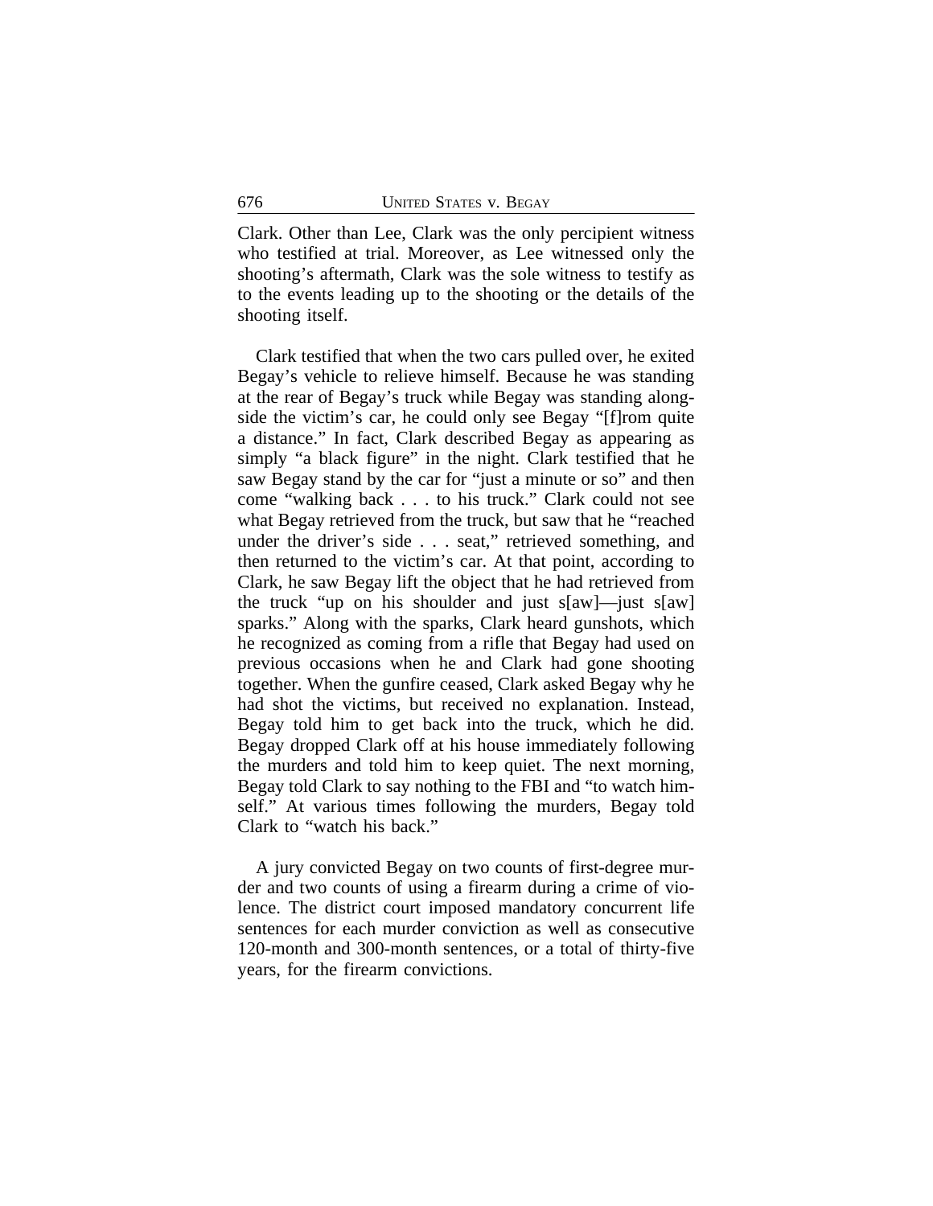Clark. Other than Lee, Clark was the only percipient witness who testified at trial. Moreover, as Lee witnessed only the shooting's aftermath, Clark was the sole witness to testify as to the events leading up to the shooting or the details of the shooting itself.

Clark testified that when the two cars pulled over, he exited Begay's vehicle to relieve himself. Because he was standing at the rear of Begay's truck while Begay was standing alongside the victim's car, he could only see Begay "[f]rom quite a distance." In fact, Clark described Begay as appearing as simply "a black figure" in the night. Clark testified that he saw Begay stand by the car for "just a minute or so" and then come "walking back . . . to his truck." Clark could not see what Begay retrieved from the truck, but saw that he "reached under the driver's side . . . seat," retrieved something, and then returned to the victim's car. At that point, according to Clark, he saw Begay lift the object that he had retrieved from the truck "up on his shoulder and just s[aw]—just s[aw] sparks." Along with the sparks, Clark heard gunshots, which he recognized as coming from a rifle that Begay had used on previous occasions when he and Clark had gone shooting together. When the gunfire ceased, Clark asked Begay why he had shot the victims, but received no explanation. Instead, Begay told him to get back into the truck, which he did. Begay dropped Clark off at his house immediately following the murders and told him to keep quiet. The next morning, Begay told Clark to say nothing to the FBI and "to watch himself." At various times following the murders, Begay told Clark to "watch his back."

A jury convicted Begay on two counts of first-degree murder and two counts of using a firearm during a crime of violence. The district court imposed mandatory concurrent life sentences for each murder conviction as well as consecutive 120-month and 300-month sentences, or a total of thirty-five years, for the firearm convictions.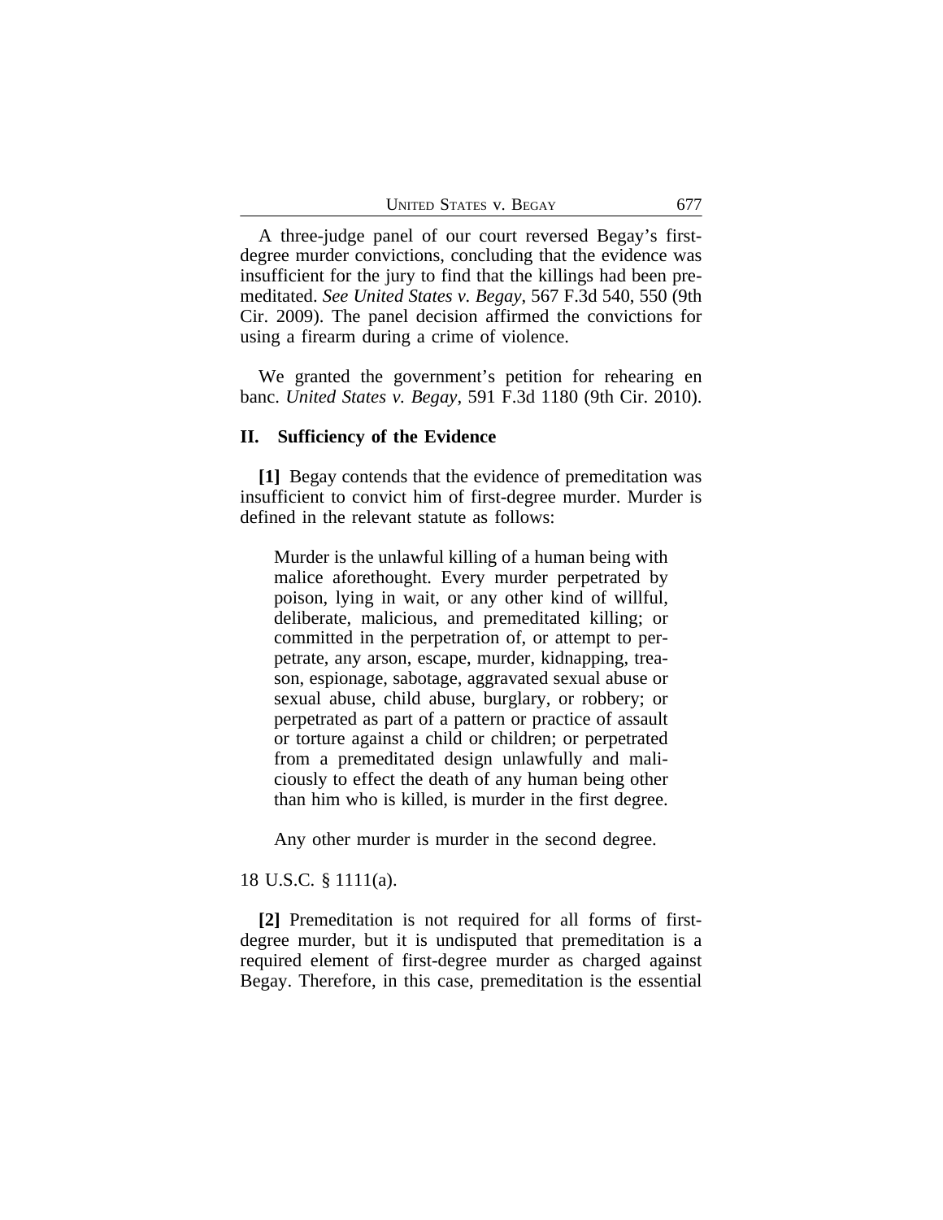A three-judge panel of our court reversed Begay's first-degree murder convictions, concluding that the evidence was insufficient for the jury to find that the killings had been premeditated. *See United States v. Begay*, 567 F.3d 540, 550 (9th Cir. 2009). The panel decision affirmed the convictions for using a firearm during a crime of violence.

We granted the government's petition for rehearing en banc. *United States v. Begay*, 591 F.3d 1180 (9th Cir. 2010).

## II. Sufficiency of the Evidence

**[1]** Begay contends that the evidence of premeditation was insufficient to convict him of first-degree murder. Murder is defined in the relevant statute as follows:

> Murder is the unlawful killing of a human being with malice aforethought. Every murder perpetrated by poison, lying in wait, or any other kind of willful, deliberate, malicious, and premeditated killing; or committed in the perpetration of, or attempt to perpetrate, any arson, escape, murder, kidnapping, treason, espionage, sabotage, aggravated sexual abuse or sexual abuse, child abuse, burglary, or robbery; or perpetrated as part of a pattern or practice of assault or torture against a child or children; or perpetrated from a premeditated design unlawfully and maliciously to effect the death of any human being other than him who is killed, is murder in the first degree.
>
> Any other murder is murder in the second degree.

18 U.S.C. § 1111(a).

**[2]** Premeditation is not required for all forms of first-degree murder, but it is undisputed that premeditation is a required element of first-degree murder as charged against Begay. Therefore, in this case, premeditation is the essential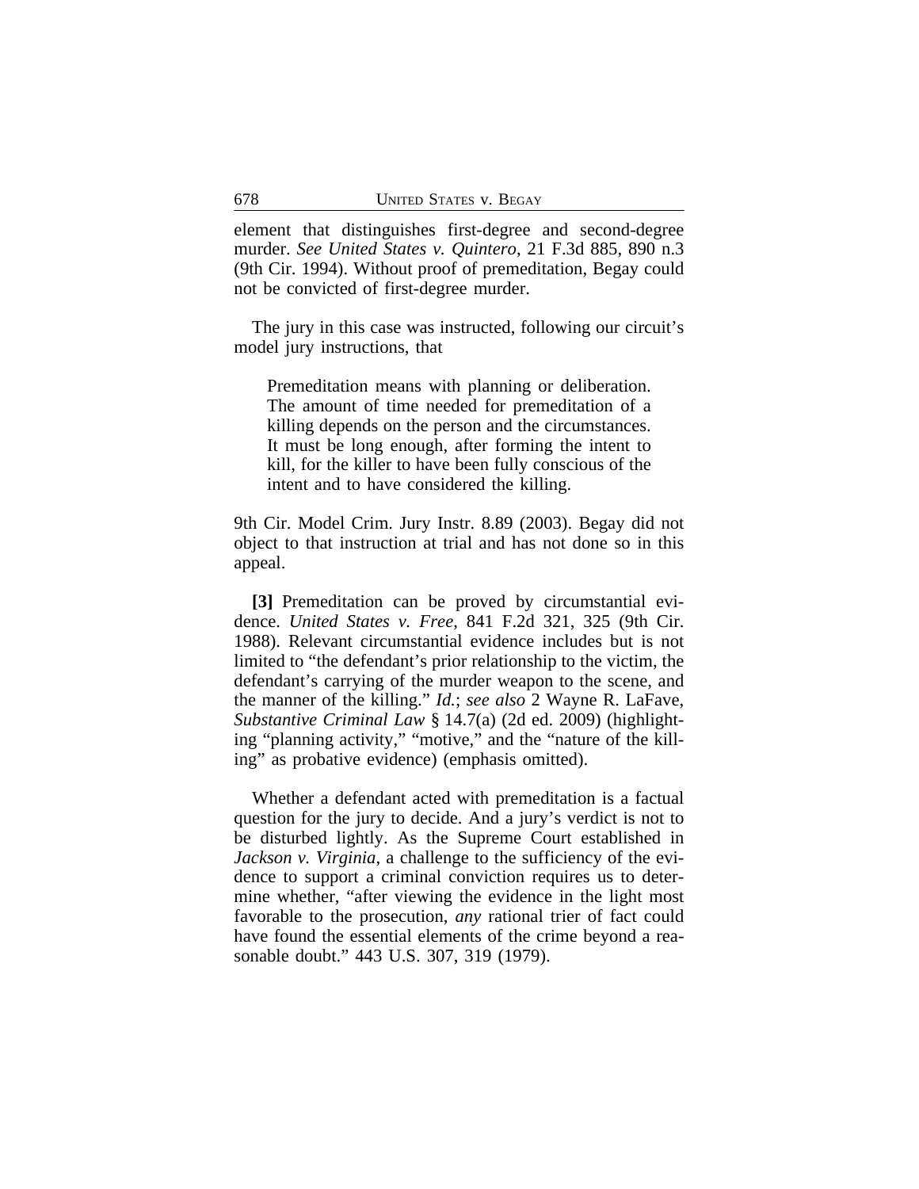element that distinguishes first-degree and second-degree murder. *See United States v. Quintero*, 21 F.3d 885, 890 n.3 (9th Cir. 1994). Without proof of premeditation, Begay could not be convicted of first-degree murder.

The jury in this case was instructed, following our circuit's model jury instructions, that

> Premeditation means with planning or deliberation. The amount of time needed for premeditation of a killing depends on the person and the circumstances. It must be long enough, after forming the intent to kill, for the killer to have been fully conscious of the intent and to have considered the killing.

9th Cir. Model Crim. Jury Instr. 8.89 (2003). Begay did not object to that instruction at trial and has not done so in this appeal.

**[3]** Premeditation can be proved by circumstantial evidence. *United States v. Free*, 841 F.2d 321, 325 (9th Cir. 1988). Relevant circumstantial evidence includes but is not limited to "the defendant's prior relationship to the victim, the defendant's carrying of the murder weapon to the scene, and the manner of the killing." *Id.*; *see also* 2 Wayne R. LaFave, *Substantive Criminal Law* § 14.7(a) (2d ed. 2009) (highlighting "planning activity," "motive," and the "nature of the killing" as probative evidence) (emphasis omitted).

Whether a defendant acted with premeditation is a factual question for the jury to decide. And a jury's verdict is not to be disturbed lightly. As the Supreme Court established in *Jackson v. Virginia*, a challenge to the sufficiency of the evidence to support a criminal conviction requires us to determine whether, "after viewing the evidence in the light most favorable to the prosecution, *any* rational trier of fact could have found the essential elements of the crime beyond a reasonable doubt." 443 U.S. 307, 319 (1979).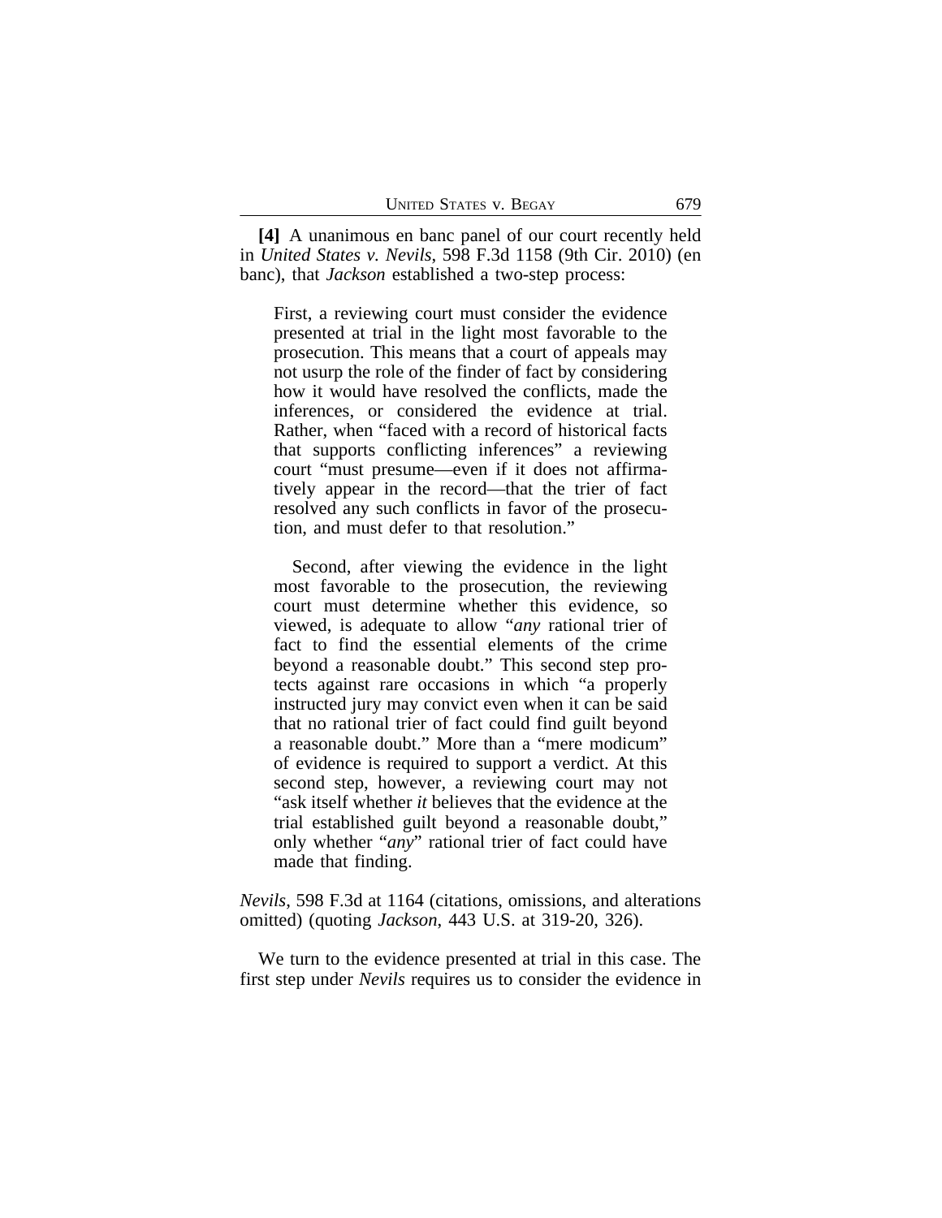**[4]** A unanimous en banc panel of our court recently held in *United States v. Nevils*, 598 F.3d 1158 (9th Cir. 2010) (en banc), that *Jackson* established a two-step process:

> First, a reviewing court must consider the evidence presented at trial in the light most favorable to the prosecution. This means that a court of appeals may not usurp the role of the finder of fact by considering how it would have resolved the conflicts, made the inferences, or considered the evidence at trial. Rather, when "faced with a record of historical facts that supports conflicting inferences" a reviewing court "must presume—even if it does not affirmatively appear in the record—that the trier of fact resolved any such conflicts in favor of the prosecution, and must defer to that resolution."
>
> Second, after viewing the evidence in the light most favorable to the prosecution, the reviewing court must determine whether this evidence, so viewed, is adequate to allow "*any* rational trier of fact to find the essential elements of the crime beyond a reasonable doubt." This second step protects against rare occasions in which "a properly instructed jury may convict even when it can be said that no rational trier of fact could find guilt beyond a reasonable doubt." More than a "mere modicum" of evidence is required to support a verdict. At this second step, however, a reviewing court may not "ask itself whether *it* believes that the evidence at the trial established guilt beyond a reasonable doubt," only whether "*any*" rational trier of fact could have made that finding.

*Nevils*, 598 F.3d at 1164 (citations, omissions, and alterations omitted) (quoting *Jackson*, 443 U.S. at 319-20, 326).

We turn to the evidence presented at trial in this case. The first step under *Nevils* requires us to consider the evidence in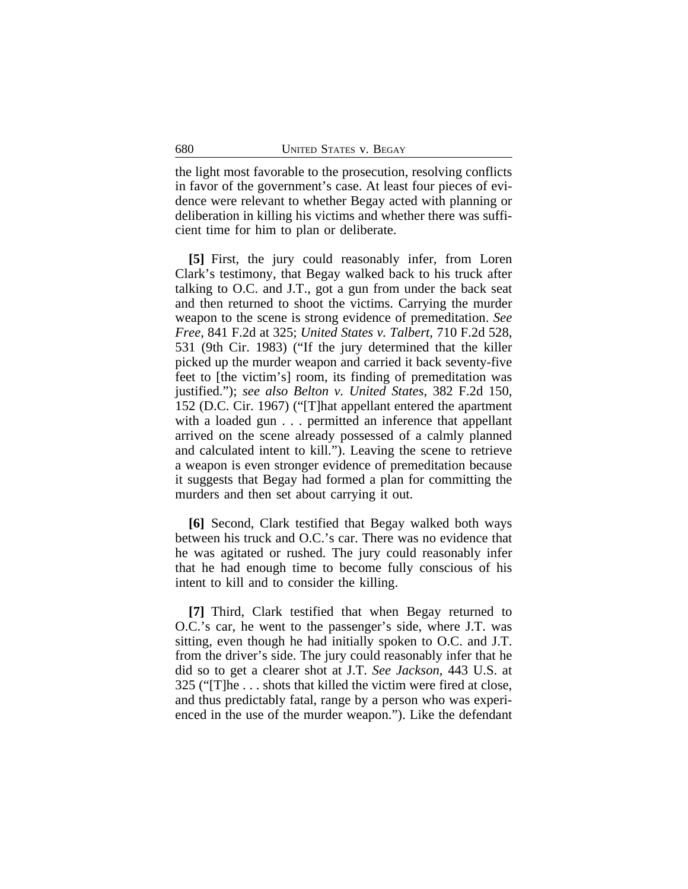the light most favorable to the prosecution, resolving conflicts in favor of the government's case. At least four pieces of evidence were relevant to whether Begay acted with planning or deliberation in killing his victims and whether there was sufficient time for him to plan or deliberate.

**[5]** First, the jury could reasonably infer, from Loren Clark's testimony, that Begay walked back to his truck after talking to O.C. and J.T., got a gun from under the back seat and then returned to shoot the victims. Carrying the murder weapon to the scene is strong evidence of premeditation. *See Free*, 841 F.2d at 325; *United States v. Talbert*, 710 F.2d 528, 531 (9th Cir. 1983) ("If the jury determined that the killer picked up the murder weapon and carried it back seventy-five feet to [the victim's] room, its finding of premeditation was justified."); *see also Belton v. United States*, 382 F.2d 150, 152 (D.C. Cir. 1967) ("[T]hat appellant entered the apartment with a loaded gun . . . permitted an inference that appellant arrived on the scene already possessed of a calmly planned and calculated intent to kill."). Leaving the scene to retrieve a weapon is even stronger evidence of premeditation because it suggests that Begay had formed a plan for committing the murders and then set about carrying it out.

**[6]** Second, Clark testified that Begay walked both ways between his truck and O.C.'s car. There was no evidence that he was agitated or rushed. The jury could reasonably infer that he had enough time to become fully conscious of his intent to kill and to consider the killing.

**[7]** Third, Clark testified that when Begay returned to O.C.'s car, he went to the passenger's side, where J.T. was sitting, even though he had initially spoken to O.C. and J.T. from the driver's side. The jury could reasonably infer that he did so to get a clearer shot at J.T. *See Jackson*, 443 U.S. at 325 ("[T]he . . . shots that killed the victim were fired at close, and thus predictably fatal, range by a person who was experienced in the use of the murder weapon."). Like the defendant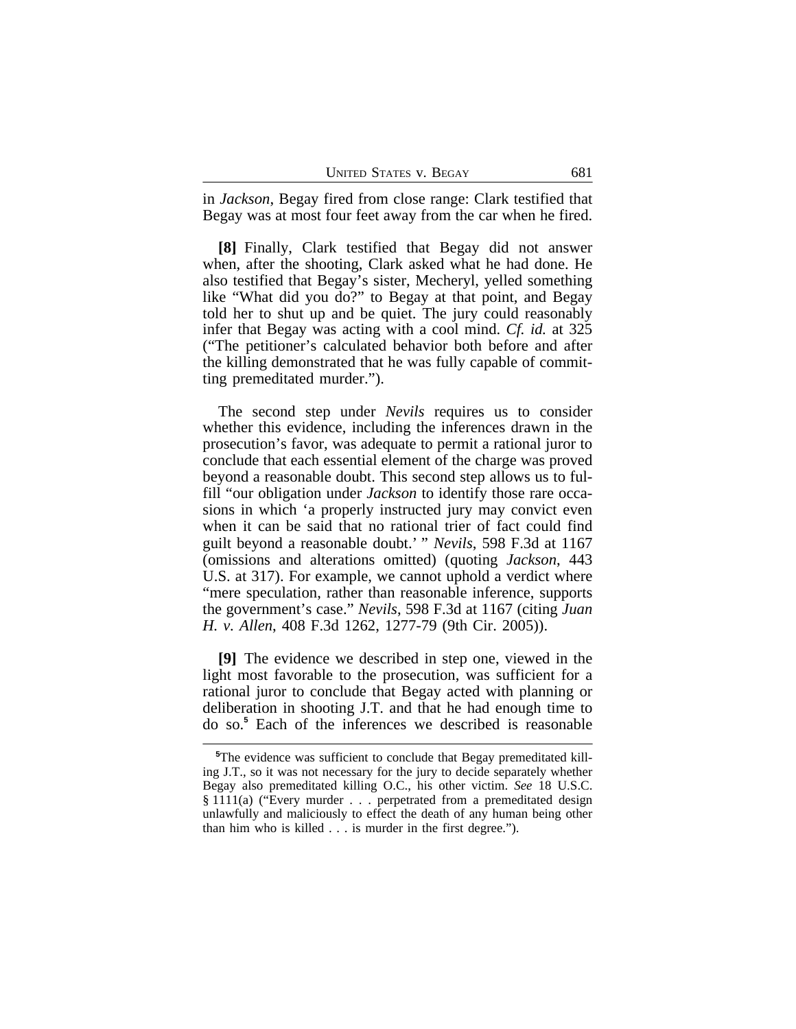in *Jackson*, Begay fired from close range: Clark testified that Begay was at most four feet away from the car when he fired.

**[8]** Finally, Clark testified that Begay did not answer when, after the shooting, Clark asked what he had done. He also testified that Begay's sister, Mecheryl, yelled something like "What did you do?" to Begay at that point, and Begay told her to shut up and be quiet. The jury could reasonably infer that Begay was acting with a cool mind. *Cf. id.* at 325 ("The petitioner's calculated behavior both before and after the killing demonstrated that he was fully capable of committing premeditated murder.").

The second step under *Nevils* requires us to consider whether this evidence, including the inferences drawn in the prosecution's favor, was adequate to permit a rational juror to conclude that each essential element of the charge was proved beyond a reasonable doubt. This second step allows us to fulfill "our obligation under *Jackson* to identify those rare occasions in which 'a properly instructed jury may convict even when it can be said that no rational trier of fact could find guilt beyond a reasonable doubt.' " *Nevils*, 598 F.3d at 1167 (omissions and alterations omitted) (quoting *Jackson*, 443 U.S. at 317). For example, we cannot uphold a verdict where "mere speculation, rather than reasonable inference, supports the government's case." *Nevils*, 598 F.3d at 1167 (citing *Juan H. v. Allen*, 408 F.3d 1262, 1277-79 (9th Cir. 2005)).

**[9]** The evidence we described in step one, viewed in the light most favorable to the prosecution, was sufficient for a rational juror to conclude that Begay acted with planning or deliberation in shooting J.T. and that he had enough time to do so.[5] Each of the inferences we described is reasonable

[5]The evidence was sufficient to conclude that Begay premeditated killing J.T., so it was not necessary for the jury to decide separately whether Begay also premeditated killing O.C., his other victim. *See* 18 U.S.C. § 1111(a) ("Every murder . . . perpetrated from a premeditated design unlawfully and maliciously to effect the death of any human being other than him who is killed . . . is murder in the first degree.").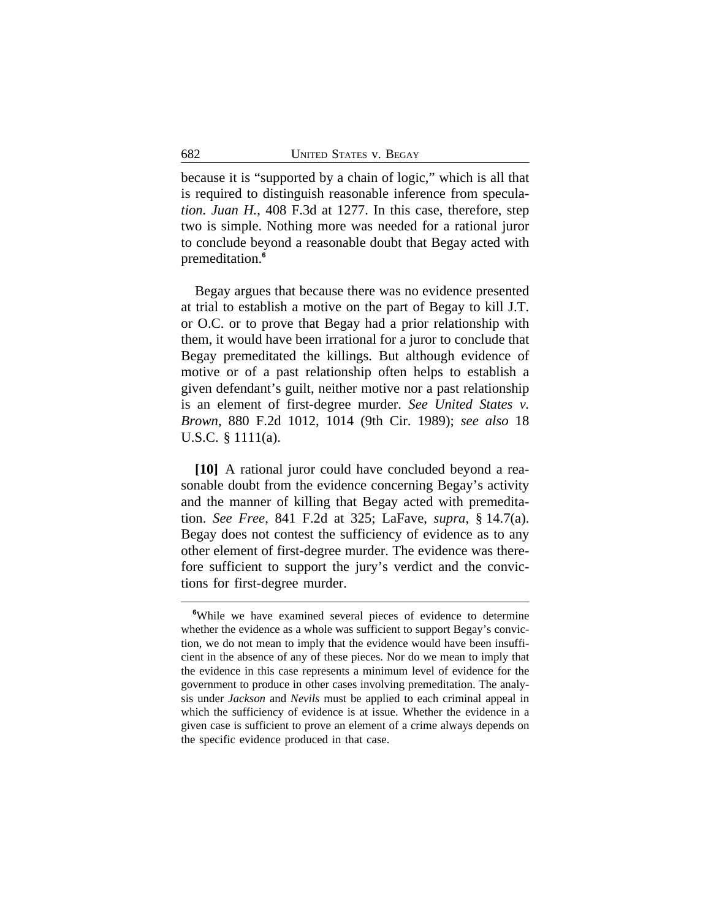because it is "supported by a chain of logic," which is all that is required to distinguish reasonable inference from speculation. *Juan H.*, 408 F.3d at 1277. In this case, therefore, step two is simple. Nothing more was needed for a rational juror to conclude beyond a reasonable doubt that Begay acted with premeditation.[6]

Begay argues that because there was no evidence presented at trial to establish a motive on the part of Begay to kill J.T. or O.C. or to prove that Begay had a prior relationship with them, it would have been irrational for a juror to conclude that Begay premeditated the killings. But although evidence of motive or of a past relationship often helps to establish a given defendant's guilt, neither motive nor a past relationship is an element of first-degree murder. *See United States v. Brown*, 880 F.2d 1012, 1014 (9th Cir. 1989); *see also* 18 U.S.C. § 1111(a).

**[10]** A rational juror could have concluded beyond a reasonable doubt from the evidence concerning Begay's activity and the manner of killing that Begay acted with premeditation. *See Free*, 841 F.2d at 325; LaFave, *supra*, § 14.7(a). Begay does not contest the sufficiency of evidence as to any other element of first-degree murder. The evidence was therefore sufficient to support the jury's verdict and the convictions for first-degree murder.

---

[6]While we have examined several pieces of evidence to determine whether the evidence as a whole was sufficient to support Begay's conviction, we do not mean to imply that the evidence would have been insufficient in the absence of any of these pieces. Nor do we mean to imply that the evidence in this case represents a minimum level of evidence for the government to produce in other cases involving premeditation. The analysis under *Jackson* and *Nevils* must be applied to each criminal appeal in which the sufficiency of evidence is at issue. Whether the evidence in a given case is sufficient to prove an element of a crime always depends on the specific evidence produced in that case.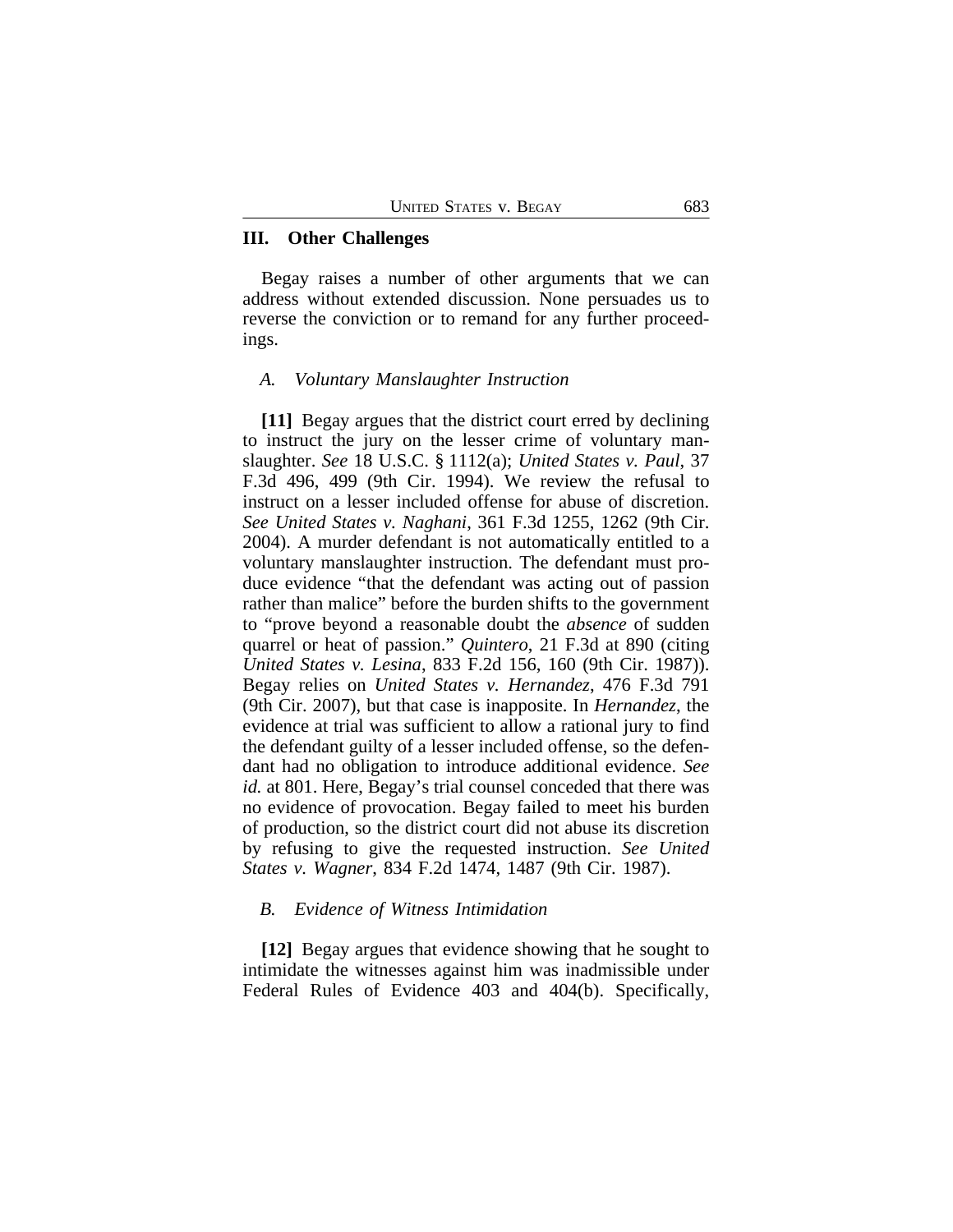## III. Other Challenges

Begay raises a number of other arguments that we can address without extended discussion. None persuades us to reverse the conviction or to remand for any further proceedings.

### *A. Voluntary Manslaughter Instruction*

**[11]** Begay argues that the district court erred by declining to instruct the jury on the lesser crime of voluntary manslaughter. *See* 18 U.S.C. § 1112(a); *United States v. Paul*, 37 F.3d 496, 499 (9th Cir. 1994). We review the refusal to instruct on a lesser included offense for abuse of discretion. *See United States v. Naghani*, 361 F.3d 1255, 1262 (9th Cir. 2004). A murder defendant is not automatically entitled to a voluntary manslaughter instruction. The defendant must produce evidence "that the defendant was acting out of passion rather than malice" before the burden shifts to the government to "prove beyond a reasonable doubt the *absence* of sudden quarrel or heat of passion." *Quintero*, 21 F.3d at 890 (citing *United States v. Lesina*, 833 F.2d 156, 160 (9th Cir. 1987)). Begay relies on *United States v. Hernandez*, 476 F.3d 791 (9th Cir. 2007), but that case is inapposite. In *Hernandez*, the evidence at trial was sufficient to allow a rational jury to find the defendant guilty of a lesser included offense, so the defendant had no obligation to introduce additional evidence. *See id.* at 801. Here, Begay's trial counsel conceded that there was no evidence of provocation. Begay failed to meet his burden of production, so the district court did not abuse its discretion by refusing to give the requested instruction. *See United States v. Wagner*, 834 F.2d 1474, 1487 (9th Cir. 1987).

### *B. Evidence of Witness Intimidation*

**[12]** Begay argues that evidence showing that he sought to intimidate the witnesses against him was inadmissible under Federal Rules of Evidence 403 and 404(b). Specifically,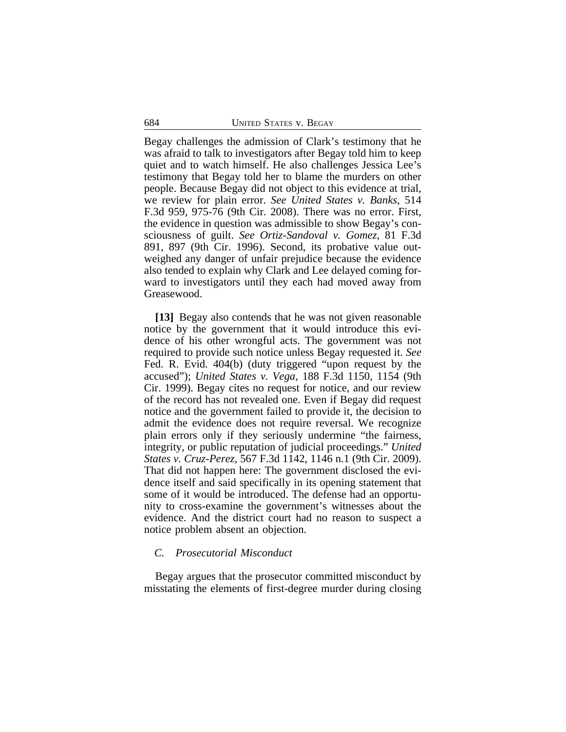Begay challenges the admission of Clark's testimony that he was afraid to talk to investigators after Begay told him to keep quiet and to watch himself. He also challenges Jessica Lee's testimony that Begay told her to blame the murders on other people. Because Begay did not object to this evidence at trial, we review for plain error. *See United States v. Banks*, 514 F.3d 959, 975-76 (9th Cir. 2008). There was no error. First, the evidence in question was admissible to show Begay's consciousness of guilt. *See Ortiz-Sandoval v. Gomez*, 81 F.3d 891, 897 (9th Cir. 1996). Second, its probative value outweighed any danger of unfair prejudice because the evidence also tended to explain why Clark and Lee delayed coming forward to investigators until they each had moved away from Greasewood.

**[13]** Begay also contends that he was not given reasonable notice by the government that it would introduce this evidence of his other wrongful acts. The government was not required to provide such notice unless Begay requested it. *See* Fed. R. Evid. 404(b) (duty triggered "upon request by the accused"); *United States v. Vega*, 188 F.3d 1150, 1154 (9th Cir. 1999). Begay cites no request for notice, and our review of the record has not revealed one. Even if Begay did request notice and the government failed to provide it, the decision to admit the evidence does not require reversal. We recognize plain errors only if they seriously undermine "the fairness, integrity, or public reputation of judicial proceedings." *United States v. Cruz-Perez*, 567 F.3d 1142, 1146 n.1 (9th Cir. 2009). That did not happen here: The government disclosed the evidence itself and said specifically in its opening statement that some of it would be introduced. The defense had an opportunity to cross-examine the government's witnesses about the evidence. And the district court had no reason to suspect a notice problem absent an objection.

### *C. Prosecutorial Misconduct*

Begay argues that the prosecutor committed misconduct by misstating the elements of first-degree murder during closing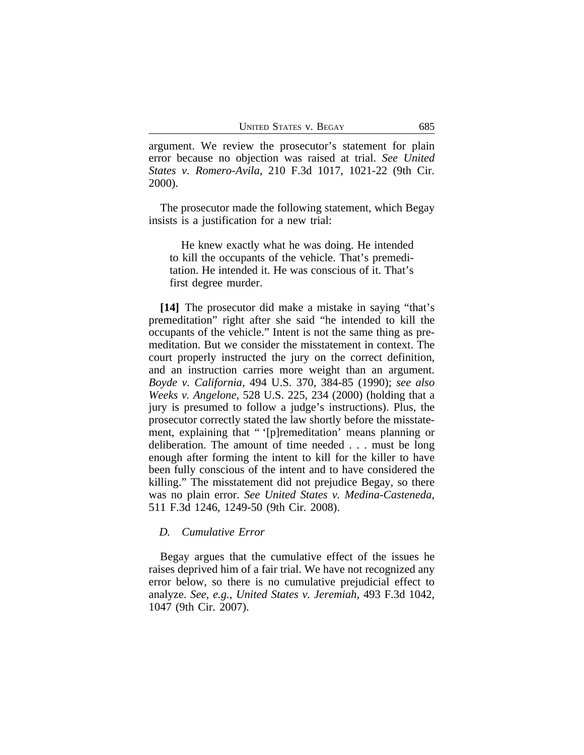argument. We review the prosecutor's statement for plain error because no objection was raised at trial. *See United States v. Romero-Avila*, 210 F.3d 1017, 1021-22 (9th Cir. 2000).

The prosecutor made the following statement, which Begay insists is a justification for a new trial:

> He knew exactly what he was doing. He intended to kill the occupants of the vehicle. That's premeditation. He intended it. He was conscious of it. That's first degree murder.

**[14]** The prosecutor did make a mistake in saying "that's premeditation" right after she said "he intended to kill the occupants of the vehicle." Intent is not the same thing as premeditation. But we consider the misstatement in context. The court properly instructed the jury on the correct definition, and an instruction carries more weight than an argument. *Boyde v. California*, 494 U.S. 370, 384-85 (1990); *see also Weeks v. Angelone*, 528 U.S. 225, 234 (2000) (holding that a jury is presumed to follow a judge's instructions). Plus, the prosecutor correctly stated the law shortly before the misstatement, explaining that " '[p]remeditation' means planning or deliberation. The amount of time needed . . . must be long enough after forming the intent to kill for the killer to have been fully conscious of the intent and to have considered the killing." The misstatement did not prejudice Begay, so there was no plain error. *See United States v. Medina-Casteneda*, 511 F.3d 1246, 1249-50 (9th Cir. 2008).

### *D. Cumulative Error*

Begay argues that the cumulative effect of the issues he raises deprived him of a fair trial. We have not recognized any error below, so there is no cumulative prejudicial effect to analyze. *See, e.g., United States v. Jeremiah*, 493 F.3d 1042, 1047 (9th Cir. 2007).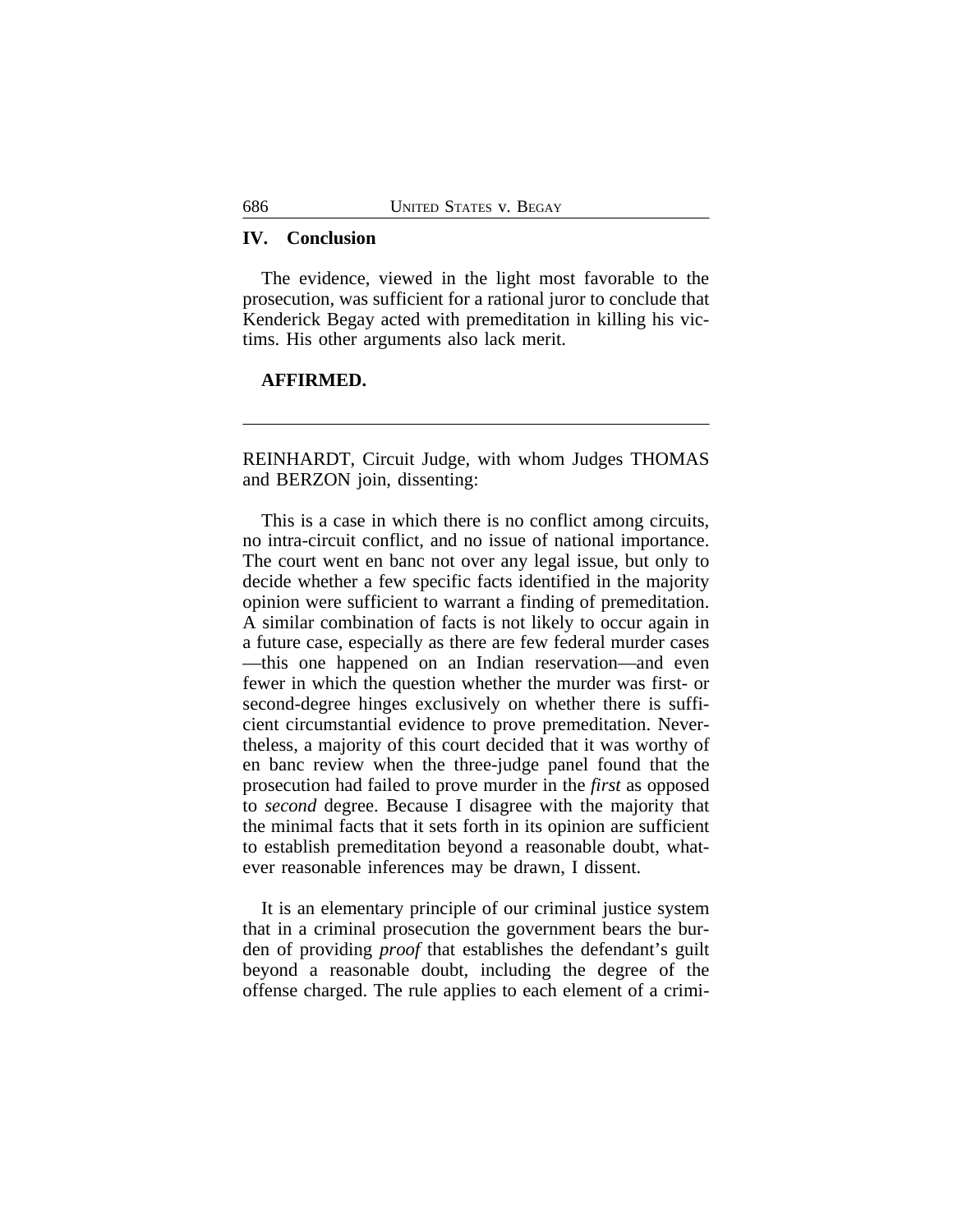## IV. Conclusion

The evidence, viewed in the light most favorable to the prosecution, was sufficient for a rational juror to conclude that Kenderick Begay acted with premeditation in killing his victims. His other arguments also lack merit.

**AFFIRMED.**

---

REINHARDT, Circuit Judge, with whom Judges THOMAS and BERZON join, dissenting:

This is a case in which there is no conflict among circuits, no intra-circuit conflict, and no issue of national importance. The court went en banc not over any legal issue, but only to decide whether a few specific facts identified in the majority opinion were sufficient to warrant a finding of premeditation. A similar combination of facts is not likely to occur again in a future case, especially as there are few federal murder cases —this one happened on an Indian reservation—and even fewer in which the question whether the murder was first- or second-degree hinges exclusively on whether there is sufficient circumstantial evidence to prove premeditation. Nevertheless, a majority of this court decided that it was worthy of en banc review when the three-judge panel found that the prosecution had failed to prove murder in the *first* as opposed to *second* degree. Because I disagree with the majority that the minimal facts that it sets forth in its opinion are sufficient to establish premeditation beyond a reasonable doubt, whatever reasonable inferences may be drawn, I dissent.

It is an elementary principle of our criminal justice system that in a criminal prosecution the government bears the burden of providing *proof* that establishes the defendant's guilt beyond a reasonable doubt, including the degree of the offense charged. The rule applies to each element of a crimi-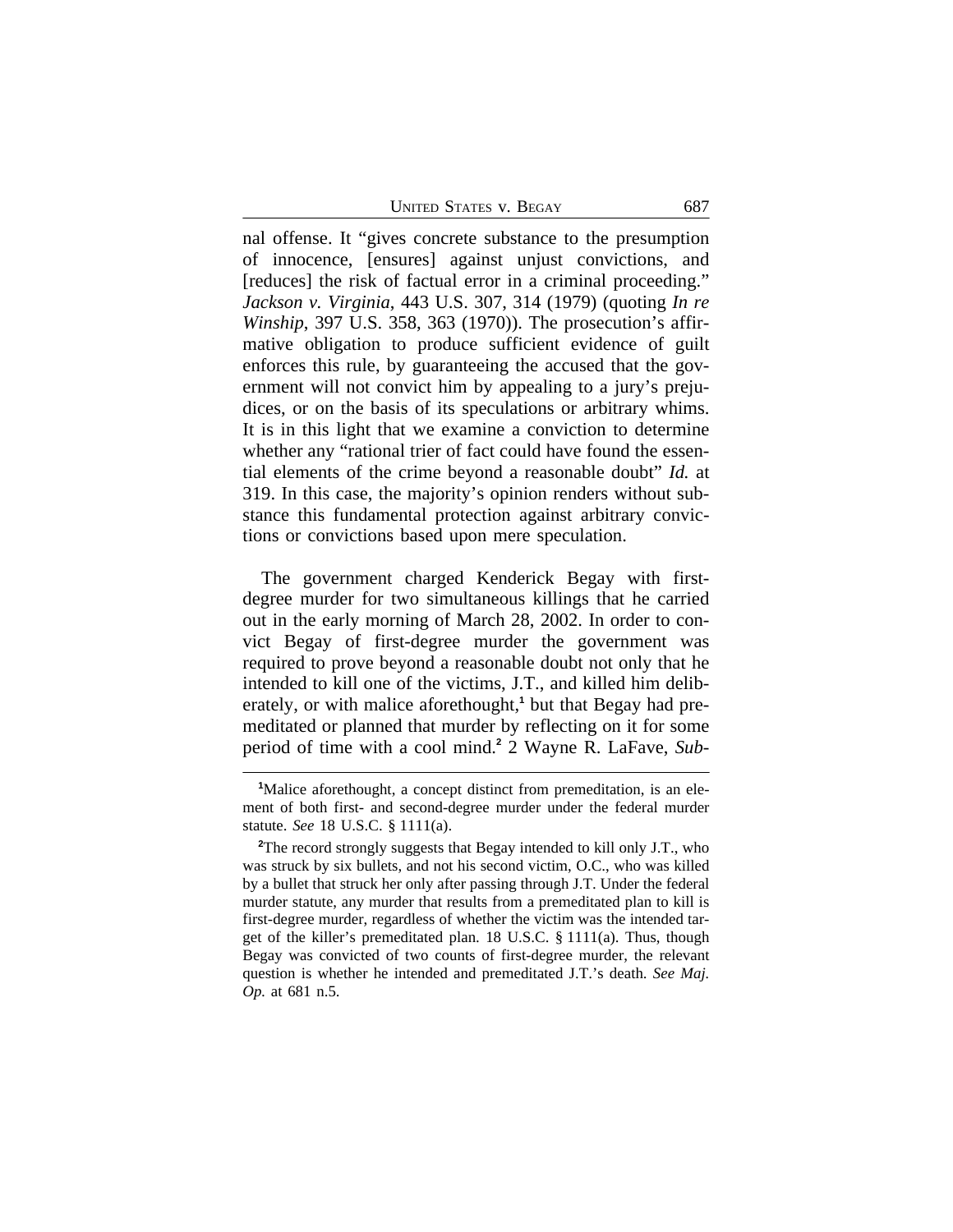nal offense. It "gives concrete substance to the presumption of innocence, [ensures] against unjust convictions, and [reduces] the risk of factual error in a criminal proceeding." *Jackson v. Virginia*, 443 U.S. 307, 314 (1979) (quoting *In re Winship*, 397 U.S. 358, 363 (1970)). The prosecution's affirmative obligation to produce sufficient evidence of guilt enforces this rule, by guaranteeing the accused that the government will not convict him by appealing to a jury's prejudices, or on the basis of its speculations or arbitrary whims. It is in this light that we examine a conviction to determine whether any "rational trier of fact could have found the essential elements of the crime beyond a reasonable doubt" *Id.* at 319. In this case, the majority's opinion renders without substance this fundamental protection against arbitrary convictions or convictions based upon mere speculation.

The government charged Kenderick Begay with first-degree murder for two simultaneous killings that he carried out in the early morning of March 28, 2002. In order to convict Begay of first-degree murder the government was required to prove beyond a reasonable doubt not only that he intended to kill one of the victims, J.T., and killed him deliberately, or with malice aforethought,[1] but that Begay had premeditated or planned that murder by reflecting on it for some period of time with a cool mind.[2] 2 Wayne R. LaFave, *Sub-*

[1]Malice aforethought, a concept distinct from premeditation, is an element of both first- and second-degree murder under the federal murder statute. *See* 18 U.S.C. § 1111(a).

[2]The record strongly suggests that Begay intended to kill only J.T., who was struck by six bullets, and not his second victim, O.C., who was killed by a bullet that struck her only after passing through J.T. Under the federal murder statute, any murder that results from a premeditated plan to kill is first-degree murder, regardless of whether the victim was the intended target of the killer's premeditated plan. 18 U.S.C. § 1111(a). Thus, though Begay was convicted of two counts of first-degree murder, the relevant question is whether he intended and premeditated J.T.'s death. *See Maj. Op.* at 681 n.5.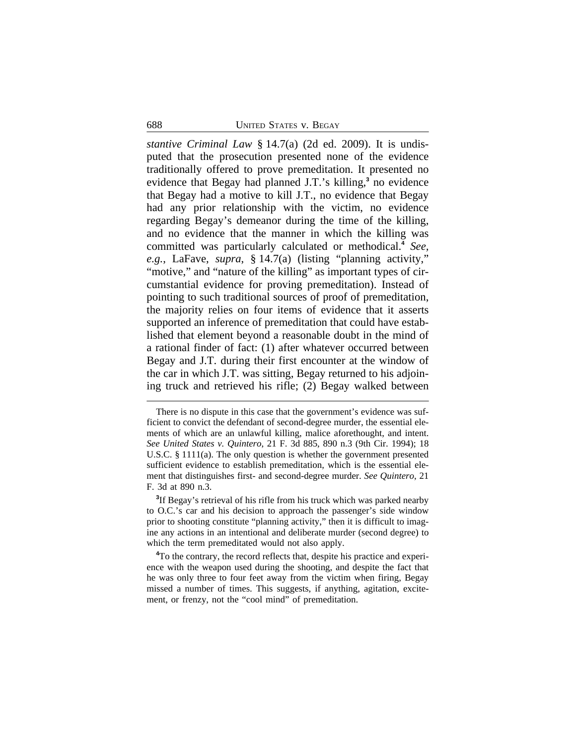*stantive Criminal Law* § 14.7(a) (2d ed. 2009). It is undisputed that the prosecution presented none of the evidence traditionally offered to prove premeditation. It presented no evidence that Begay had planned J.T.'s killing,[3] no evidence that Begay had a motive to kill J.T., no evidence that Begay had any prior relationship with the victim, no evidence regarding Begay's demeanor during the time of the killing, and no evidence that the manner in which the killing was committed was particularly calculated or methodical.[4] *See, e.g.*, LaFave, *supra*, § 14.7(a) (listing "planning activity," "motive," and "nature of the killing" as important types of circumstantial evidence for proving premeditation). Instead of pointing to such traditional sources of proof of premeditation, the majority relies on four items of evidence that it asserts supported an inference of premeditation that could have established that element beyond a reasonable doubt in the mind of a rational finder of fact: (1) after whatever occurred between Begay and J.T. during their first encounter at the window of the car in which J.T. was sitting, Begay returned to his adjoining truck and retrieved his rifle; (2) Begay walked between

---

There is no dispute in this case that the government's evidence was sufficient to convict the defendant of second-degree murder, the essential elements of which are an unlawful killing, malice aforethought, and intent. *See United States v. Quintero*, 21 F. 3d 885, 890 n.3 (9th Cir. 1994); 18 U.S.C. § 1111(a). The only question is whether the government presented sufficient evidence to establish premeditation, which is the essential element that distinguishes first- and second-degree murder. *See Quintero*, 21 F. 3d at 890 n.3.

[3]If Begay's retrieval of his rifle from his truck which was parked nearby to O.C.'s car and his decision to approach the passenger's side window prior to shooting constitute "planning activity," then it is difficult to imagine any actions in an intentional and deliberate murder (second degree) to which the term premeditated would not also apply.

[4]To the contrary, the record reflects that, despite his practice and experience with the weapon used during the shooting, and despite the fact that he was only three to four feet away from the victim when firing, Begay missed a number of times. This suggests, if anything, agitation, excitement, or frenzy, not the "cool mind" of premeditation.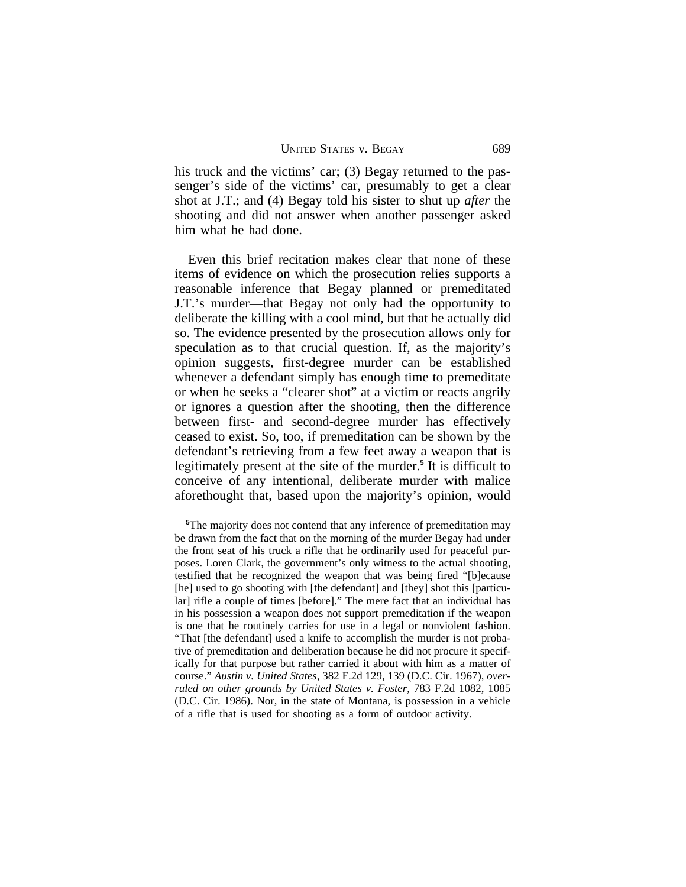his truck and the victims' car; (3) Begay returned to the passenger's side of the victims' car, presumably to get a clear shot at J.T.; and (4) Begay told his sister to shut up *after* the shooting and did not answer when another passenger asked him what he had done.

Even this brief recitation makes clear that none of these items of evidence on which the prosecution relies supports a reasonable inference that Begay planned or premeditated J.T.'s murder—that Begay not only had the opportunity to deliberate the killing with a cool mind, but that he actually did so. The evidence presented by the prosecution allows only for speculation as to that crucial question. If, as the majority's opinion suggests, first-degree murder can be established whenever a defendant simply has enough time to premeditate or when he seeks a "clearer shot" at a victim or reacts angrily or ignores a question after the shooting, then the difference between first- and second-degree murder has effectively ceased to exist. So, too, if premeditation can be shown by the defendant's retrieving from a few feet away a weapon that is legitimately present at the site of the murder.[5] It is difficult to conceive of any intentional, deliberate murder with malice aforethought that, based upon the majority's opinion, would

[5]The majority does not contend that any inference of premeditation may be drawn from the fact that on the morning of the murder Begay had under the front seat of his truck a rifle that he ordinarily used for peaceful purposes. Loren Clark, the government's only witness to the actual shooting, testified that he recognized the weapon that was being fired "[b]ecause [he] used to go shooting with [the defendant] and [they] shot this [particular] rifle a couple of times [before]." The mere fact that an individual has in his possession a weapon does not support premeditation if the weapon is one that he routinely carries for use in a legal or nonviolent fashion. "That [the defendant] used a knife to accomplish the murder is not probative of premeditation and deliberation because he did not procure it specifically for that purpose but rather carried it about with him as a matter of course." *Austin v. United States*, 382 F.2d 129, 139 (D.C. Cir. 1967), *overruled on other grounds by United States v. Foster*, 783 F.2d 1082, 1085 (D.C. Cir. 1986). Nor, in the state of Montana, is possession in a vehicle of a rifle that is used for shooting as a form of outdoor activity.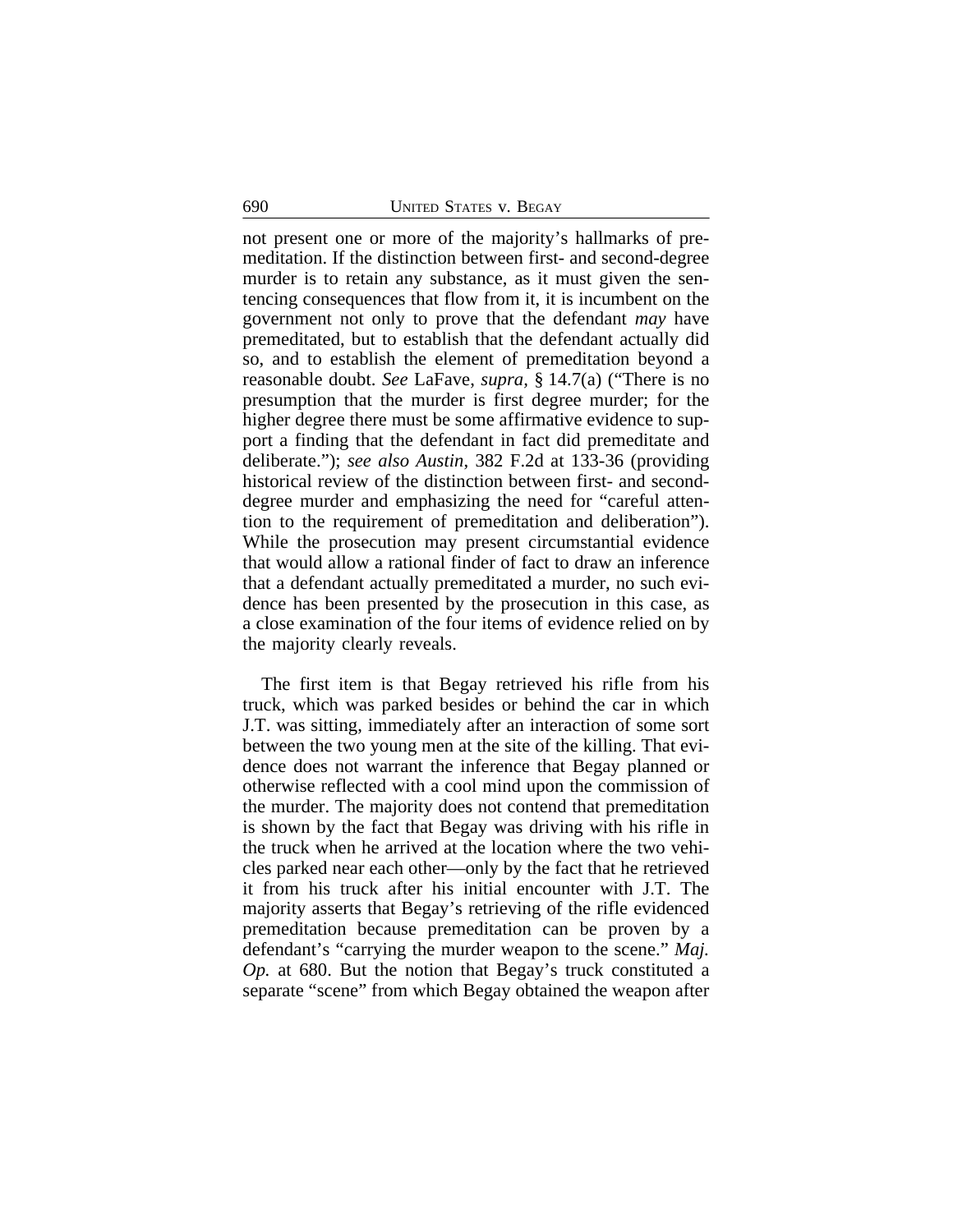not present one or more of the majority's hallmarks of premeditation. If the distinction between first- and second-degree murder is to retain any substance, as it must given the sentencing consequences that flow from it, it is incumbent on the government not only to prove that the defendant *may* have premeditated, but to establish that the defendant actually did so, and to establish the element of premeditation beyond a reasonable doubt. *See* LaFave, *supra*, § 14.7(a) ("There is no presumption that the murder is first degree murder; for the higher degree there must be some affirmative evidence to support a finding that the defendant in fact did premeditate and deliberate."); *see also Austin*, 382 F.2d at 133-36 (providing historical review of the distinction between first- and second-degree murder and emphasizing the need for "careful attention to the requirement of premeditation and deliberation"). While the prosecution may present circumstantial evidence that would allow a rational finder of fact to draw an inference that a defendant actually premeditated a murder, no such evidence has been presented by the prosecution in this case, as a close examination of the four items of evidence relied on by the majority clearly reveals.

The first item is that Begay retrieved his rifle from his truck, which was parked besides or behind the car in which J.T. was sitting, immediately after an interaction of some sort between the two young men at the site of the killing. That evidence does not warrant the inference that Begay planned or otherwise reflected with a cool mind upon the commission of the murder. The majority does not contend that premeditation is shown by the fact that Begay was driving with his rifle in the truck when he arrived at the location where the two vehicles parked near each other—only by the fact that he retrieved it from his truck after his initial encounter with J.T. The majority asserts that Begay's retrieving of the rifle evidenced premeditation because premeditation can be proven by a defendant's "carrying the murder weapon to the scene." *Maj. Op.* at 680. But the notion that Begay's truck constituted a separate "scene" from which Begay obtained the weapon after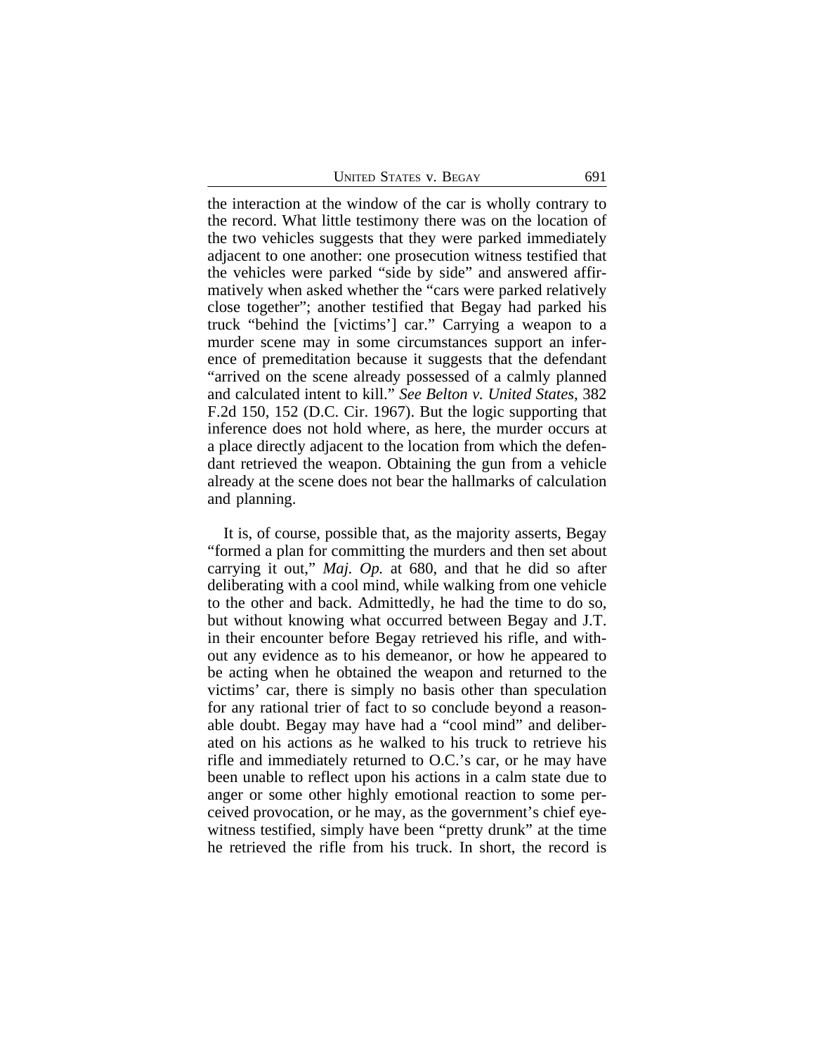the interaction at the window of the car is wholly contrary to the record. What little testimony there was on the location of the two vehicles suggests that they were parked immediately adjacent to one another: one prosecution witness testified that the vehicles were parked "side by side" and answered affirmatively when asked whether the "cars were parked relatively close together"; another testified that Begay had parked his truck "behind the [victims'] car." Carrying a weapon to a murder scene may in some circumstances support an inference of premeditation because it suggests that the defendant "arrived on the scene already possessed of a calmly planned and calculated intent to kill." *See Belton v. United States*, 382 F.2d 150, 152 (D.C. Cir. 1967). But the logic supporting that inference does not hold where, as here, the murder occurs at a place directly adjacent to the location from which the defendant retrieved the weapon. Obtaining the gun from a vehicle already at the scene does not bear the hallmarks of calculation and planning.

It is, of course, possible that, as the majority asserts, Begay "formed a plan for committing the murders and then set about carrying it out," *Maj. Op.* at 680, and that he did so after deliberating with a cool mind, while walking from one vehicle to the other and back. Admittedly, he had the time to do so, but without knowing what occurred between Begay and J.T. in their encounter before Begay retrieved his rifle, and without any evidence as to his demeanor, or how he appeared to be acting when he obtained the weapon and returned to the victims' car, there is simply no basis other than speculation for any rational trier of fact to so conclude beyond a reasonable doubt. Begay may have had a "cool mind" and deliberated on his actions as he walked to his truck to retrieve his rifle and immediately returned to O.C.'s car, or he may have been unable to reflect upon his actions in a calm state due to anger or some other highly emotional reaction to some perceived provocation, or he may, as the government's chief eyewitness testified, simply have been "pretty drunk" at the time he retrieved the rifle from his truck. In short, the record is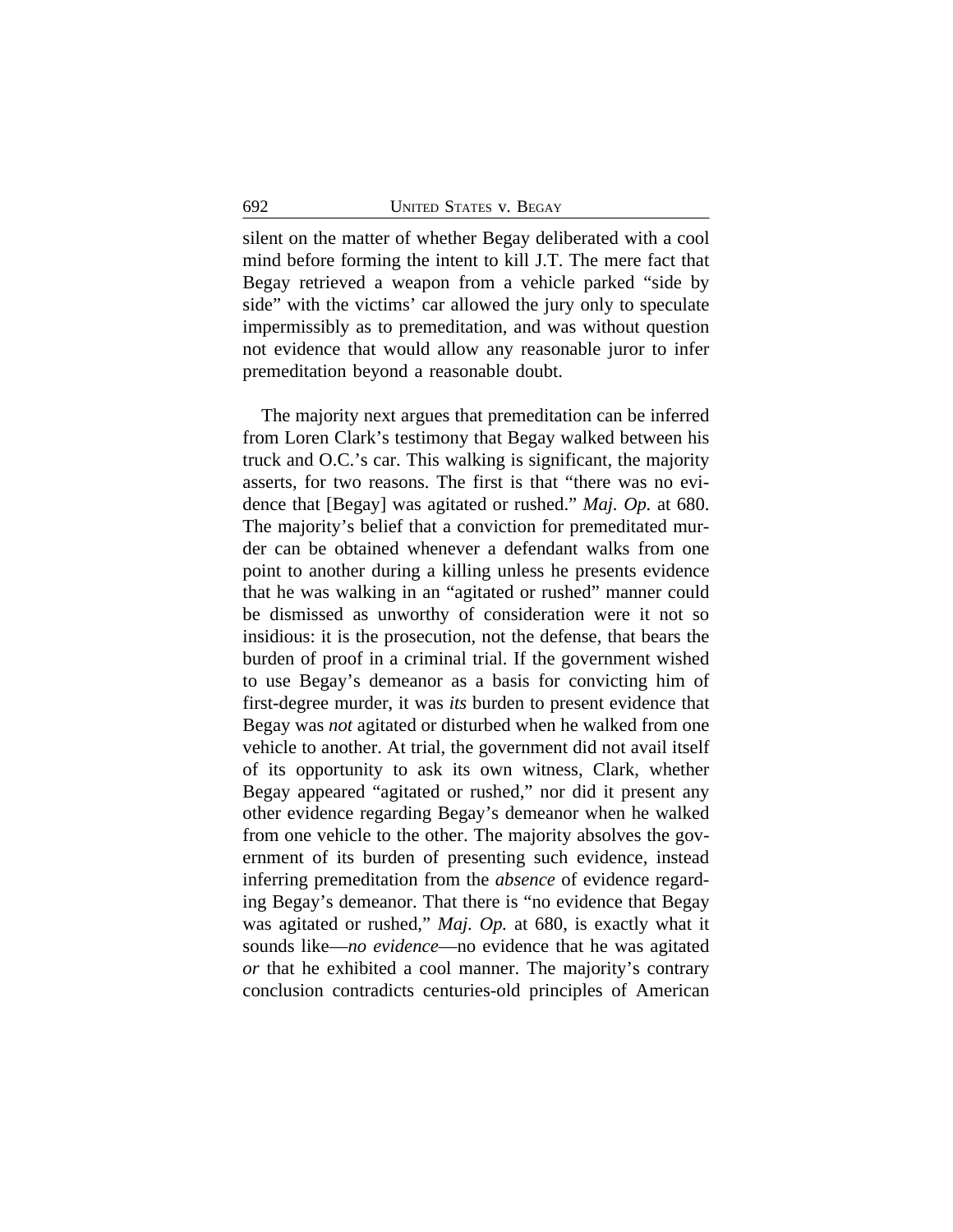silent on the matter of whether Begay deliberated with a cool mind before forming the intent to kill J.T. The mere fact that Begay retrieved a weapon from a vehicle parked "side by side" with the victims' car allowed the jury only to speculate impermissibly as to premeditation, and was without question not evidence that would allow any reasonable juror to infer premeditation beyond a reasonable doubt.

The majority next argues that premeditation can be inferred from Loren Clark's testimony that Begay walked between his truck and O.C.'s car. This walking is significant, the majority asserts, for two reasons. The first is that "there was no evidence that [Begay] was agitated or rushed." *Maj. Op.* at 680. The majority's belief that a conviction for premeditated murder can be obtained whenever a defendant walks from one point to another during a killing unless he presents evidence that he was walking in an "agitated or rushed" manner could be dismissed as unworthy of consideration were it not so insidious: it is the prosecution, not the defense, that bears the burden of proof in a criminal trial. If the government wished to use Begay's demeanor as a basis for convicting him of first-degree murder, it was *its* burden to present evidence that Begay was *not* agitated or disturbed when he walked from one vehicle to another. At trial, the government did not avail itself of its opportunity to ask its own witness, Clark, whether Begay appeared "agitated or rushed," nor did it present any other evidence regarding Begay's demeanor when he walked from one vehicle to the other. The majority absolves the government of its burden of presenting such evidence, instead inferring premeditation from the *absence* of evidence regarding Begay's demeanor. That there is "no evidence that Begay was agitated or rushed," *Maj. Op.* at 680, is exactly what it sounds like—*no evidence*—no evidence that he was agitated *or* that he exhibited a cool manner. The majority's contrary conclusion contradicts centuries-old principles of American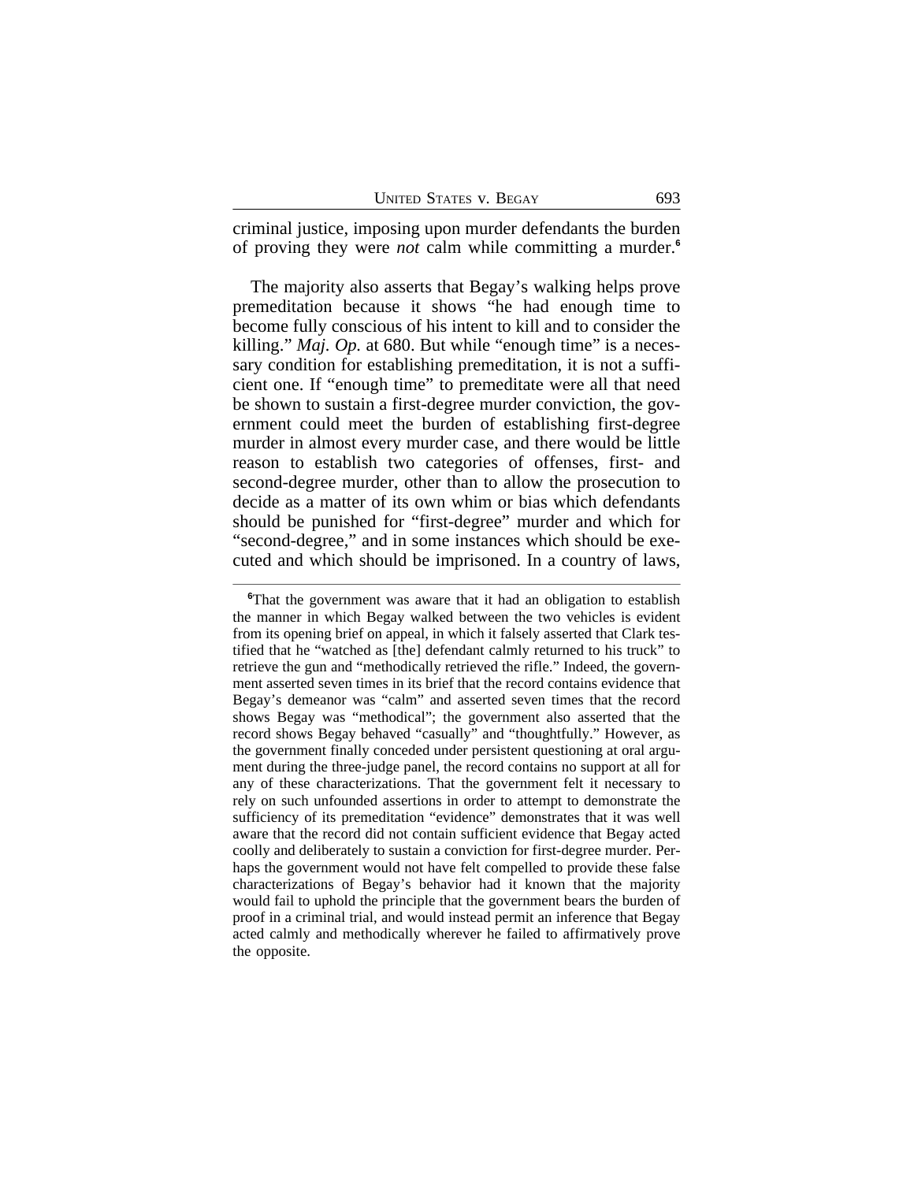criminal justice, imposing upon murder defendants the burden of proving they were *not* calm while committing a murder.[6]

The majority also asserts that Begay's walking helps prove premeditation because it shows "he had enough time to become fully conscious of his intent to kill and to consider the killing." *Maj. Op.* at 680. But while "enough time" is a necessary condition for establishing premeditation, it is not a sufficient one. If "enough time" to premeditate were all that need be shown to sustain a first-degree murder conviction, the government could meet the burden of establishing first-degree murder in almost every murder case, and there would be little reason to establish two categories of offenses, first- and second-degree murder, other than to allow the prosecution to decide as a matter of its own whim or bias which defendants should be punished for "first-degree" murder and which for "second-degree," and in some instances which should be executed and which should be imprisoned. In a country of laws,

---

[6]That the government was aware that it had an obligation to establish the manner in which Begay walked between the two vehicles is evident from its opening brief on appeal, in which it falsely asserted that Clark testified that he "watched as [the] defendant calmly returned to his truck" to retrieve the gun and "methodically retrieved the rifle." Indeed, the government asserted seven times in its brief that the record contains evidence that Begay's demeanor was "calm" and asserted seven times that the record shows Begay was "methodical"; the government also asserted that the record shows Begay behaved "casually" and "thoughtfully." However, as the government finally conceded under persistent questioning at oral argument during the three-judge panel, the record contains no support at all for any of these characterizations. That the government felt it necessary to rely on such unfounded assertions in order to attempt to demonstrate the sufficiency of its premeditation "evidence" demonstrates that it was well aware that the record did not contain sufficient evidence that Begay acted coolly and deliberately to sustain a conviction for first-degree murder. Perhaps the government would not have felt compelled to provide these false characterizations of Begay's behavior had it known that the majority would fail to uphold the principle that the government bears the burden of proof in a criminal trial, and would instead permit an inference that Begay acted calmly and methodically wherever he failed to affirmatively prove the opposite.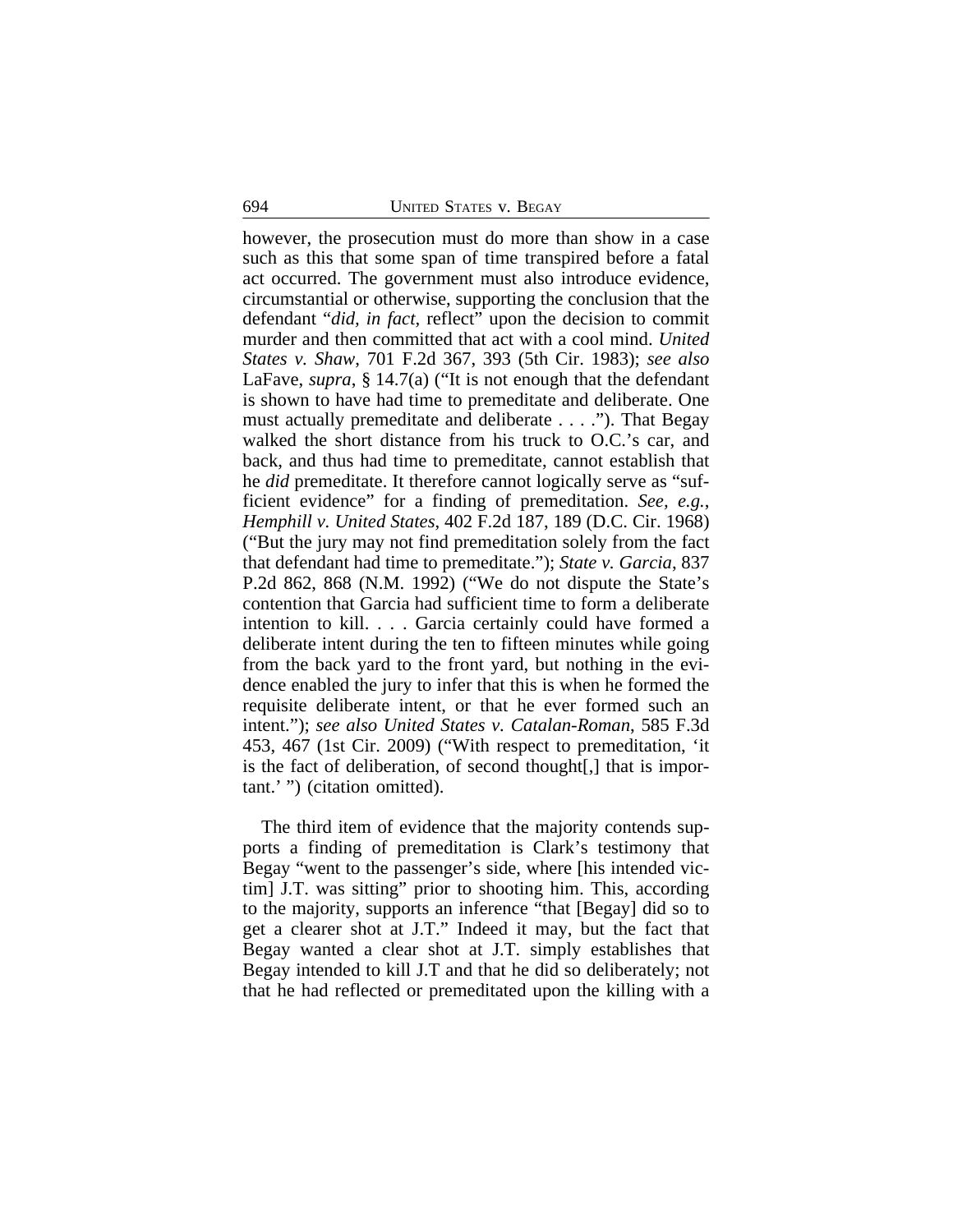however, the prosecution must do more than show in a case such as this that some span of time transpired before a fatal act occurred. The government must also introduce evidence, circumstantial or otherwise, supporting the conclusion that the defendant "*did, in fact*, reflect" upon the decision to commit murder and then committed that act with a cool mind. *United States v. Shaw*, 701 F.2d 367, 393 (5th Cir. 1983); *see also* LaFave, *supra*, § 14.7(a) ("It is not enough that the defendant is shown to have had time to premeditate and deliberate. One must actually premeditate and deliberate . . . ."). That Begay walked the short distance from his truck to O.C.'s car, and back, and thus had time to premeditate, cannot establish that he *did* premeditate. It therefore cannot logically serve as "sufficient evidence" for a finding of premeditation. *See, e.g.*, *Hemphill v. United States*, 402 F.2d 187, 189 (D.C. Cir. 1968) ("But the jury may not find premeditation solely from the fact that defendant had time to premeditate."); *State v. Garcia*, 837 P.2d 862, 868 (N.M. 1992) ("We do not dispute the State's contention that Garcia had sufficient time to form a deliberate intention to kill. . . . Garcia certainly could have formed a deliberate intent during the ten to fifteen minutes while going from the back yard to the front yard, but nothing in the evidence enabled the jury to infer that this is when he formed the requisite deliberate intent, or that he ever formed such an intent."); *see also United States v. Catalan-Roman*, 585 F.3d 453, 467 (1st Cir. 2009) ("With respect to premeditation, 'it is the fact of deliberation, of second thought[,] that is important.' ") (citation omitted).

The third item of evidence that the majority contends supports a finding of premeditation is Clark's testimony that Begay "went to the passenger's side, where [his intended victim] J.T. was sitting" prior to shooting him. This, according to the majority, supports an inference "that [Begay] did so to get a clearer shot at J.T." Indeed it may, but the fact that Begay wanted a clear shot at J.T. simply establishes that Begay intended to kill J.T and that he did so deliberately; not that he had reflected or premeditated upon the killing with a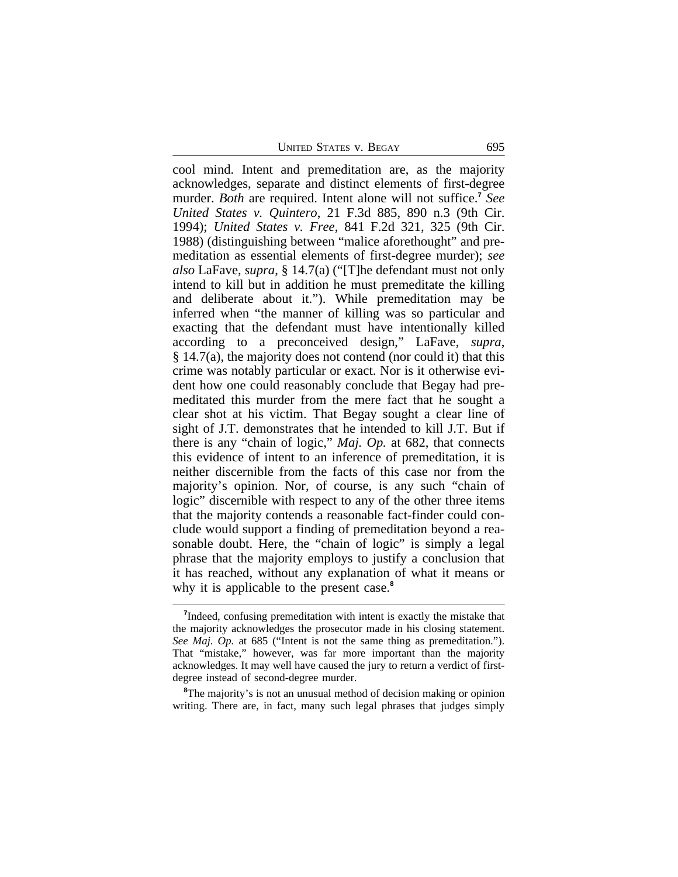cool mind. Intent and premeditation are, as the majority acknowledges, separate and distinct elements of first-degree murder. *Both* are required. Intent alone will not suffice.[7] *See United States v. Quintero*, 21 F.3d 885, 890 n.3 (9th Cir. 1994); *United States v. Free*, 841 F.2d 321, 325 (9th Cir. 1988) (distinguishing between "malice aforethought" and premeditation as essential elements of first-degree murder); *see also* LaFave, *supra*, § 14.7(a) ("[T]he defendant must not only intend to kill but in addition he must premeditate the killing and deliberate about it."). While premeditation may be inferred when "the manner of killing was so particular and exacting that the defendant must have intentionally killed according to a preconceived design," LaFave, *supra*, § 14.7(a), the majority does not contend (nor could it) that this crime was notably particular or exact. Nor is it otherwise evident how one could reasonably conclude that Begay had premeditated this murder from the mere fact that he sought a clear shot at his victim. That Begay sought a clear line of sight of J.T. demonstrates that he intended to kill J.T. But if there is any "chain of logic," *Maj. Op.* at 682, that connects this evidence of intent to an inference of premeditation, it is neither discernible from the facts of this case nor from the majority's opinion. Nor, of course, is any such "chain of logic" discernible with respect to any of the other three items that the majority contends a reasonable fact-finder could conclude would support a finding of premeditation beyond a reasonable doubt. Here, the "chain of logic" is simply a legal phrase that the majority employs to justify a conclusion that it has reached, without any explanation of what it means or why it is applicable to the present case.[8]

---

[7]Indeed, confusing premeditation with intent is exactly the mistake that the majority acknowledges the prosecutor made in his closing statement. *See Maj. Op.* at 685 ("Intent is not the same thing as premeditation."). That "mistake," however, was far more important than the majority acknowledges. It may well have caused the jury to return a verdict of first-degree instead of second-degree murder.

[8]The majority's is not an unusual method of decision making or opinion writing. There are, in fact, many such legal phrases that judges simply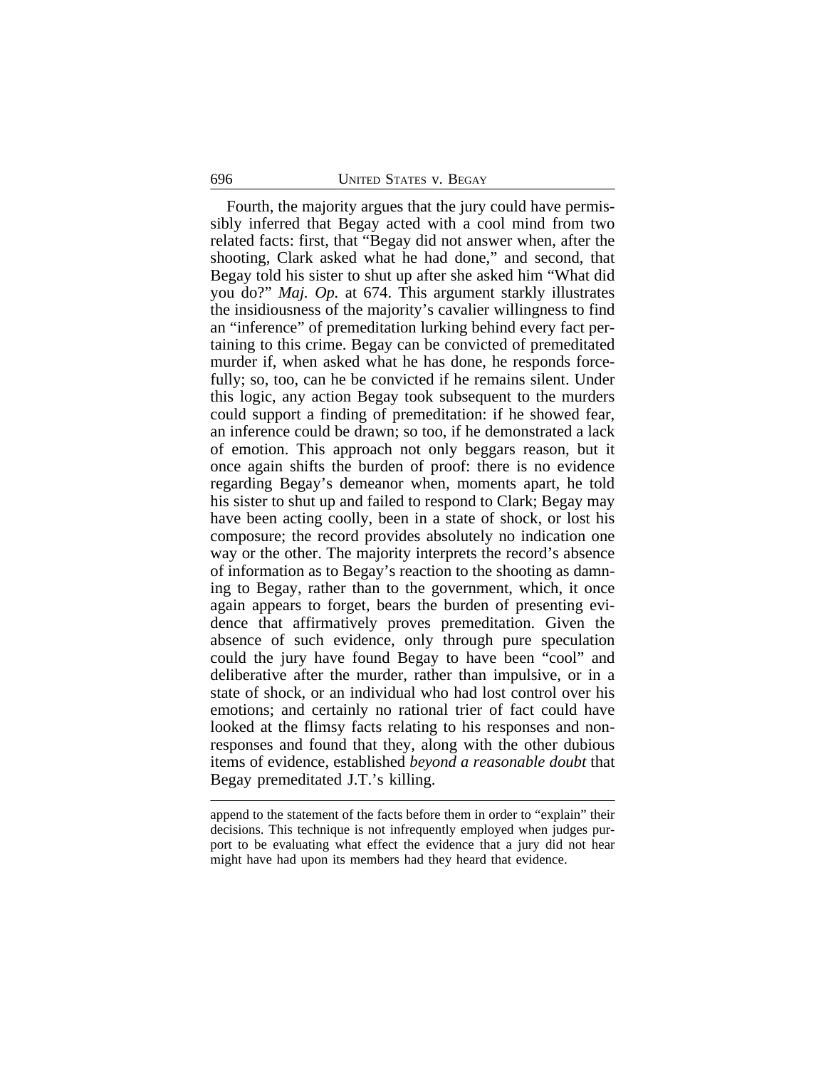Fourth, the majority argues that the jury could have permissibly inferred that Begay acted with a cool mind from two related facts: first, that "Begay did not answer when, after the shooting, Clark asked what he had done," and second, that Begay told his sister to shut up after she asked him "What did you do?" *Maj. Op.* at 674. This argument starkly illustrates the insidiousness of the majority's cavalier willingness to find an "inference" of premeditation lurking behind every fact pertaining to this crime. Begay can be convicted of premeditated murder if, when asked what he has done, he responds forcefully; so, too, can he be convicted if he remains silent. Under this logic, any action Begay took subsequent to the murders could support a finding of premeditation: if he showed fear, an inference could be drawn; so too, if he demonstrated a lack of emotion. This approach not only beggars reason, but it once again shifts the burden of proof: there is no evidence regarding Begay's demeanor when, moments apart, he told his sister to shut up and failed to respond to Clark; Begay may have been acting coolly, been in a state of shock, or lost his composure; the record provides absolutely no indication one way or the other. The majority interprets the record's absence of information as to Begay's reaction to the shooting as damning to Begay, rather than to the government, which, it once again appears to forget, bears the burden of presenting evidence that affirmatively proves premeditation. Given the absence of such evidence, only through pure speculation could the jury have found Begay to have been "cool" and deliberative after the murder, rather than impulsive, or in a state of shock, or an individual who had lost control over his emotions; and certainly no rational trier of fact could have looked at the flimsy facts relating to his responses and non-responses and found that they, along with the other dubious items of evidence, established *beyond a reasonable doubt* that Begay premeditated J.T.'s killing.

---

append to the statement of the facts before them in order to "explain" their decisions. This technique is not infrequently employed when judges purport to be evaluating what effect the evidence that a jury did not hear might have had upon its members had they heard that evidence.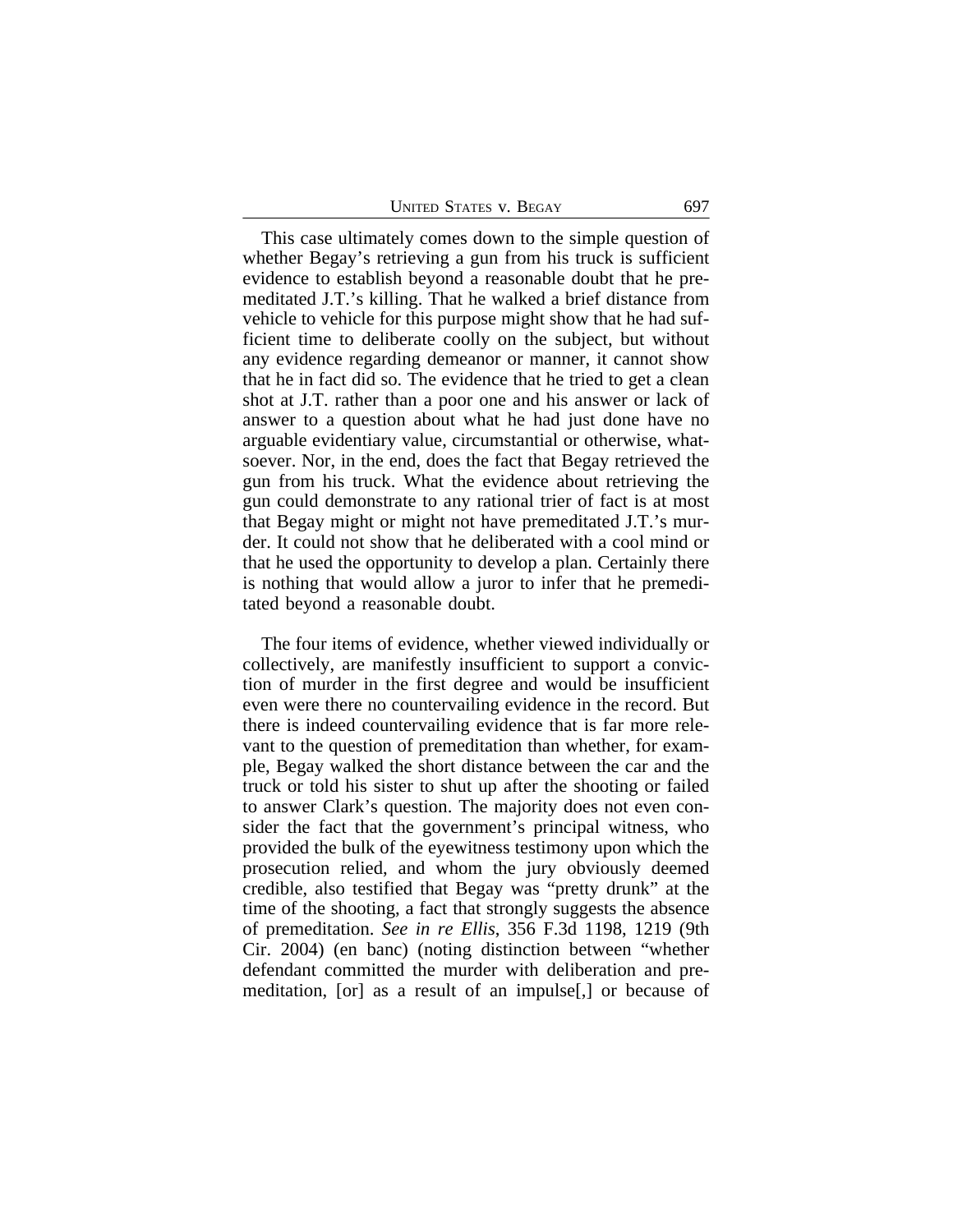This case ultimately comes down to the simple question of whether Begay's retrieving a gun from his truck is sufficient evidence to establish beyond a reasonable doubt that he premeditated J.T.'s killing. That he walked a brief distance from vehicle to vehicle for this purpose might show that he had sufficient time to deliberate coolly on the subject, but without any evidence regarding demeanor or manner, it cannot show that he in fact did so. The evidence that he tried to get a clean shot at J.T. rather than a poor one and his answer or lack of answer to a question about what he had just done have no arguable evidentiary value, circumstantial or otherwise, whatsoever. Nor, in the end, does the fact that Begay retrieved the gun from his truck. What the evidence about retrieving the gun could demonstrate to any rational trier of fact is at most that Begay might or might not have premeditated J.T.'s murder. It could not show that he deliberated with a cool mind or that he used the opportunity to develop a plan. Certainly there is nothing that would allow a juror to infer that he premeditated beyond a reasonable doubt.

The four items of evidence, whether viewed individually or collectively, are manifestly insufficient to support a conviction of murder in the first degree and would be insufficient even were there no countervailing evidence in the record. But there is indeed countervailing evidence that is far more relevant to the question of premeditation than whether, for example, Begay walked the short distance between the car and the truck or told his sister to shut up after the shooting or failed to answer Clark's question. The majority does not even consider the fact that the government's principal witness, who provided the bulk of the eyewitness testimony upon which the prosecution relied, and whom the jury obviously deemed credible, also testified that Begay was "pretty drunk" at the time of the shooting, a fact that strongly suggests the absence of premeditation. *See in re Ellis*, 356 F.3d 1198, 1219 (9th Cir. 2004) (en banc) (noting distinction between "whether defendant committed the murder with deliberation and premeditation, [or] as a result of an impulse[,] or because of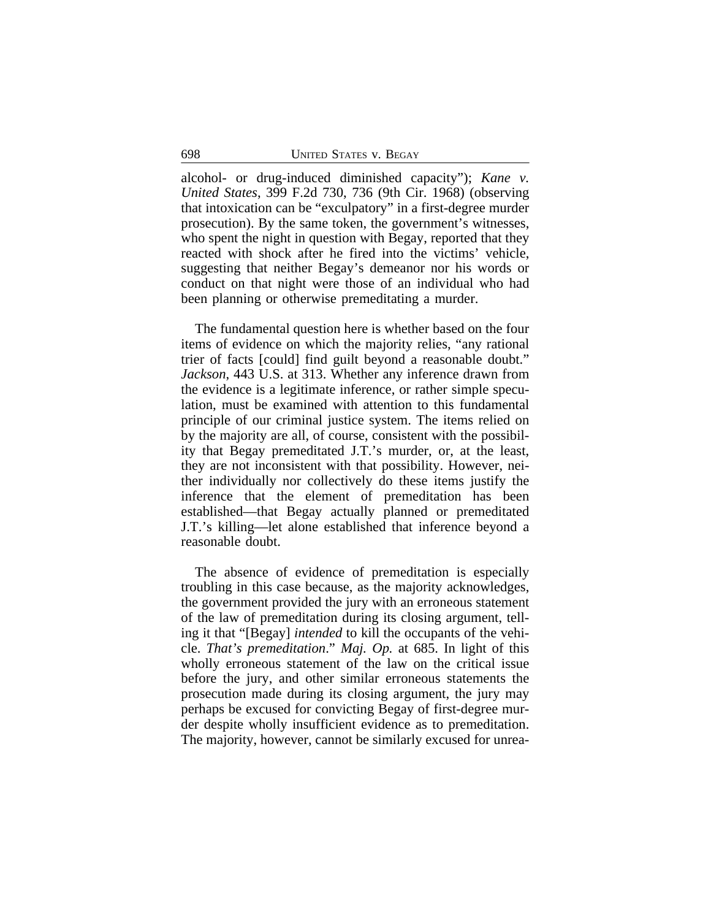alcohol- or drug-induced diminished capacity"); *Kane v. United States*, 399 F.2d 730, 736 (9th Cir. 1968) (observing that intoxication can be "exculpatory" in a first-degree murder prosecution). By the same token, the government's witnesses, who spent the night in question with Begay, reported that they reacted with shock after he fired into the victims' vehicle, suggesting that neither Begay's demeanor nor his words or conduct on that night were those of an individual who had been planning or otherwise premeditating a murder.

The fundamental question here is whether based on the four items of evidence on which the majority relies, "any rational trier of facts [could] find guilt beyond a reasonable doubt." *Jackson*, 443 U.S. at 313. Whether any inference drawn from the evidence is a legitimate inference, or rather simple speculation, must be examined with attention to this fundamental principle of our criminal justice system. The items relied on by the majority are all, of course, consistent with the possibility that Begay premeditated J.T.'s murder, or, at the least, they are not inconsistent with that possibility. However, neither individually nor collectively do these items justify the inference that the element of premeditation has been established—that Begay actually planned or premeditated J.T.'s killing—let alone established that inference beyond a reasonable doubt.

The absence of evidence of premeditation is especially troubling in this case because, as the majority acknowledges, the government provided the jury with an erroneous statement of the law of premeditation during its closing argument, telling it that "[Begay] *intended* to kill the occupants of the vehicle. *That's premeditation*." *Maj. Op.* at 685. In light of this wholly erroneous statement of the law on the critical issue before the jury, and other similar erroneous statements the prosecution made during its closing argument, the jury may perhaps be excused for convicting Begay of first-degree murder despite wholly insufficient evidence as to premeditation. The majority, however, cannot be similarly excused for unrea-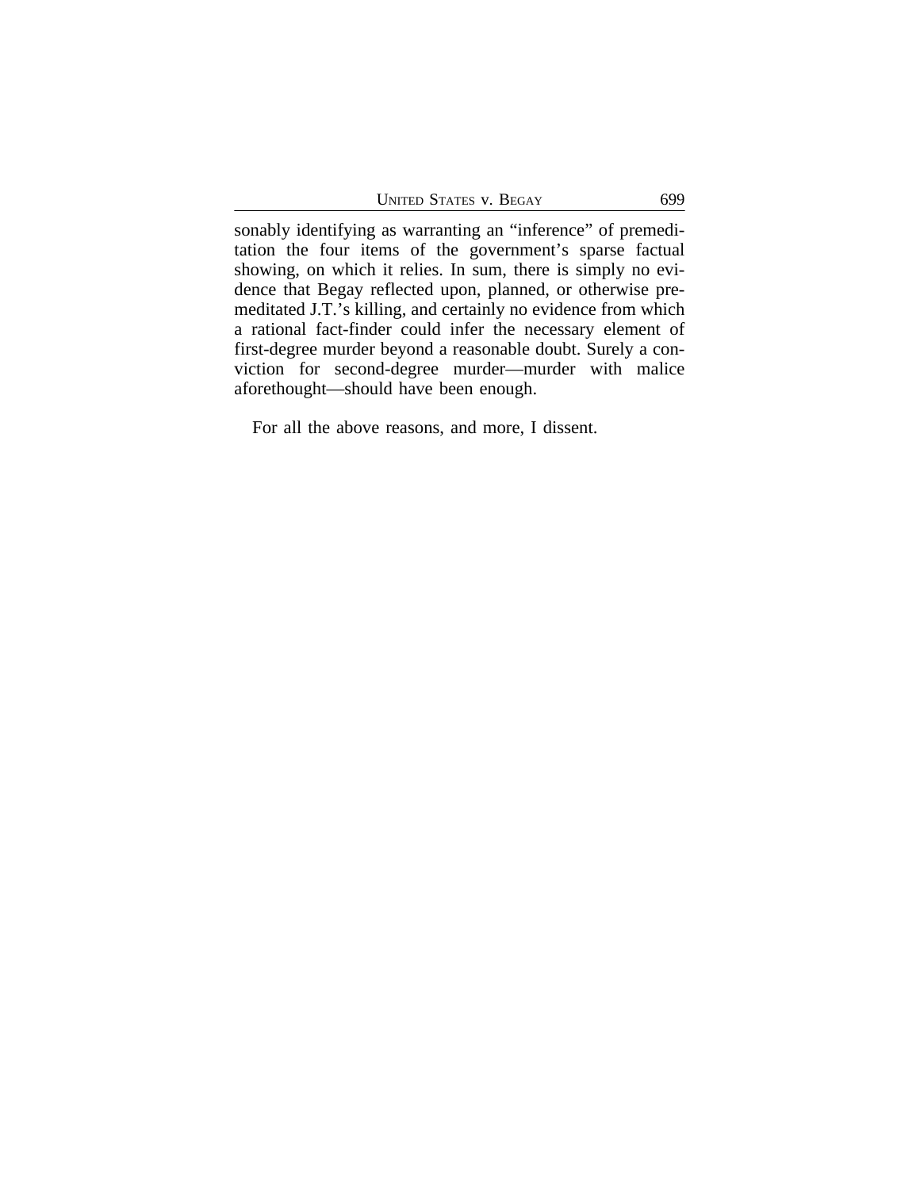sonably identifying as warranting an "inference" of premeditation the four items of the government's sparse factual showing, on which it relies. In sum, there is simply no evidence that Begay reflected upon, planned, or otherwise premeditated J.T.'s killing, and certainly no evidence from which a rational fact-finder could infer the necessary element of first-degree murder beyond a reasonable doubt. Surely a conviction for second-degree murder—murder with malice aforethought—should have been enough.

For all the above reasons, and more, I dissent.